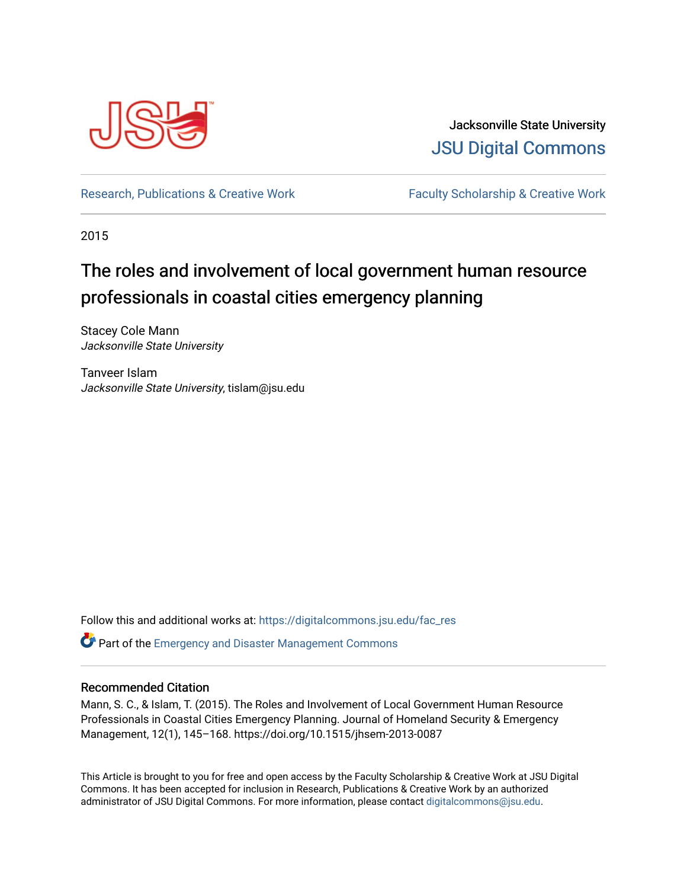Jacksonville State University

JSU Digital Commons

Research, Publications & Creative Work

Faculty Scholarship & Creative Work

2015

# The roles and involvement of local government human resource professionals in coastal cities emergency planning

Stacey Cole Mann
*Jacksonville State University*

Tanveer Islam
*Jacksonville State University*, tislam@jsu.edu

Follow this and additional works at: https://digitalcommons.jsu.edu/fac_res

Part of the Emergency and Disaster Management Commons

## Recommended Citation

Mann, S. C., & Islam, T. (2015). The Roles and Involvement of Local Government Human Resource Professionals in Coastal Cities Emergency Planning. Journal of Homeland Security & Emergency Management, 12(1), 145–168. https://doi.org/10.1515/jhsem-2013-0087

This Article is brought to you for free and open access by the Faculty Scholarship & Creative Work at JSU Digital Commons. It has been accepted for inclusion in Research, Publications & Creative Work by an authorized administrator of JSU Digital Commons. For more information, please contact digitalcommons@jsu.edu.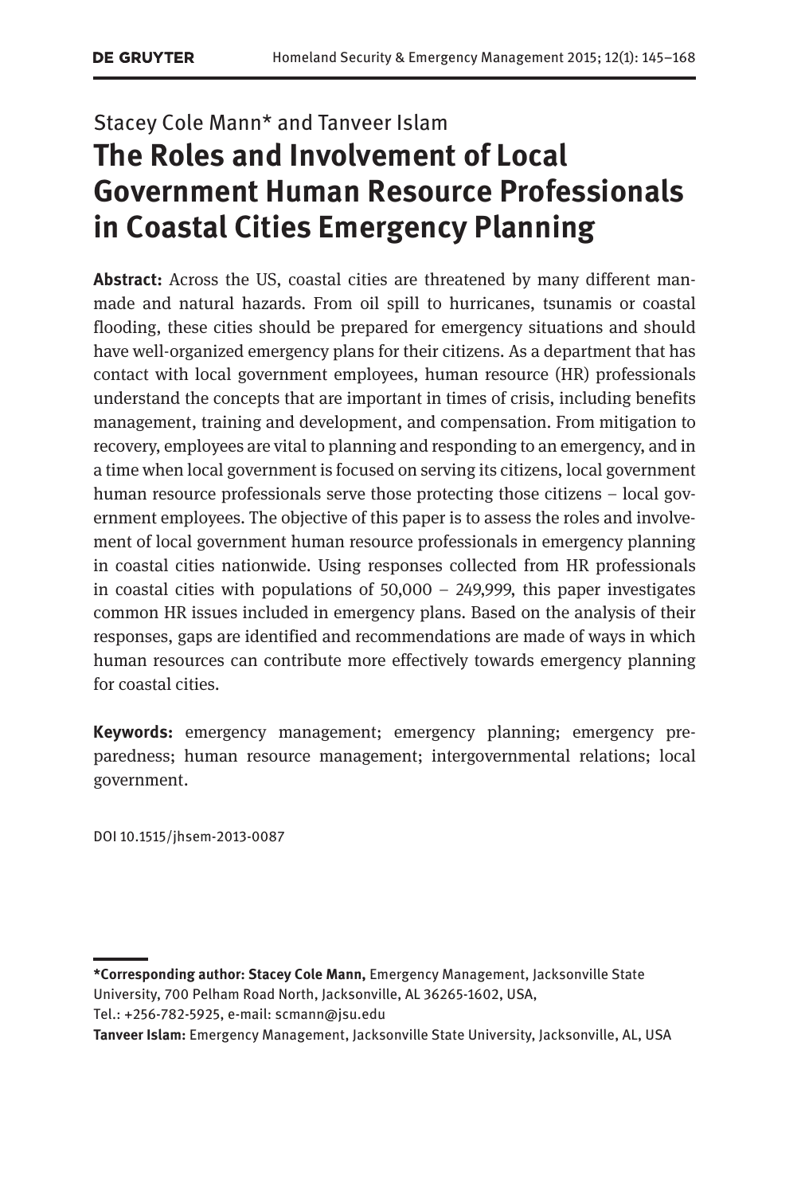Stacey Cole Mann* and Tanveer Islam

# The Roles and Involvement of Local Government Human Resource Professionals in Coastal Cities Emergency Planning

**Abstract:** Across the US, coastal cities are threatened by many different man-made and natural hazards. From oil spill to hurricanes, tsunamis or coastal flooding, these cities should be prepared for emergency situations and should have well-organized emergency plans for their citizens. As a department that has contact with local government employees, human resource (HR) professionals understand the concepts that are important in times of crisis, including benefits management, training and development, and compensation. From mitigation to recovery, employees are vital to planning and responding to an emergency, and in a time when local government is focused on serving its citizens, local government human resource professionals serve those protecting those citizens – local government employees. The objective of this paper is to assess the roles and involvement of local government human resource professionals in emergency planning in coastal cities nationwide. Using responses collected from HR professionals in coastal cities with populations of 50,000 – 249,999, this paper investigates common HR issues included in emergency plans. Based on the analysis of their responses, gaps are identified and recommendations are made of ways in which human resources can contribute more effectively towards emergency planning for coastal cities.

**Keywords:** emergency management; emergency planning; emergency preparedness; human resource management; intergovernmental relations; local government.

DOI 10.1515/jhsem-2013-0087

---

**\*Corresponding author: Stacey Cole Mann,** Emergency Management, Jacksonville State University, 700 Pelham Road North, Jacksonville, AL 36265-1602, USA, Tel.: +256-782-5925, e-mail: scmann@jsu.edu

**Tanveer Islam:** Emergency Management, Jacksonville State University, Jacksonville, AL, USA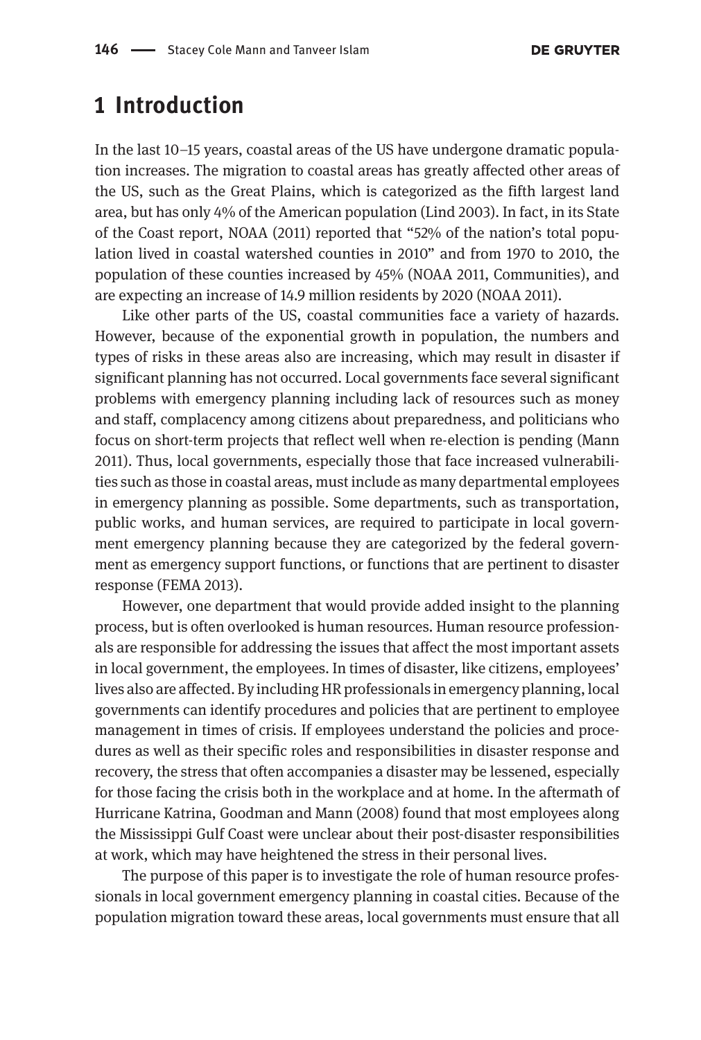# 1 Introduction

In the last 10–15 years, coastal areas of the US have undergone dramatic population increases. The migration to coastal areas has greatly affected other areas of the US, such as the Great Plains, which is categorized as the fifth largest land area, but has only 4% of the American population (Lind 2003). In fact, in its State of the Coast report, NOAA (2011) reported that "52% of the nation's total population lived in coastal watershed counties in 2010" and from 1970 to 2010, the population of these counties increased by 45% (NOAA 2011, Communities), and are expecting an increase of 14.9 million residents by 2020 (NOAA 2011).

Like other parts of the US, coastal communities face a variety of hazards. However, because of the exponential growth in population, the numbers and types of risks in these areas also are increasing, which may result in disaster if significant planning has not occurred. Local governments face several significant problems with emergency planning including lack of resources such as money and staff, complacency among citizens about preparedness, and politicians who focus on short-term projects that reflect well when re-election is pending (Mann 2011). Thus, local governments, especially those that face increased vulnerabilities such as those in coastal areas, must include as many departmental employees in emergency planning as possible. Some departments, such as transportation, public works, and human services, are required to participate in local government emergency planning because they are categorized by the federal government as emergency support functions, or functions that are pertinent to disaster response (FEMA 2013).

However, one department that would provide added insight to the planning process, but is often overlooked is human resources. Human resource professionals are responsible for addressing the issues that affect the most important assets in local government, the employees. In times of disaster, like citizens, employees' lives also are affected. By including HR professionals in emergency planning, local governments can identify procedures and policies that are pertinent to employee management in times of crisis. If employees understand the policies and procedures as well as their specific roles and responsibilities in disaster response and recovery, the stress that often accompanies a disaster may be lessened, especially for those facing the crisis both in the workplace and at home. In the aftermath of Hurricane Katrina, Goodman and Mann (2008) found that most employees along the Mississippi Gulf Coast were unclear about their post-disaster responsibilities at work, which may have heightened the stress in their personal lives.

The purpose of this paper is to investigate the role of human resource professionals in local government emergency planning in coastal cities. Because of the population migration toward these areas, local governments must ensure that all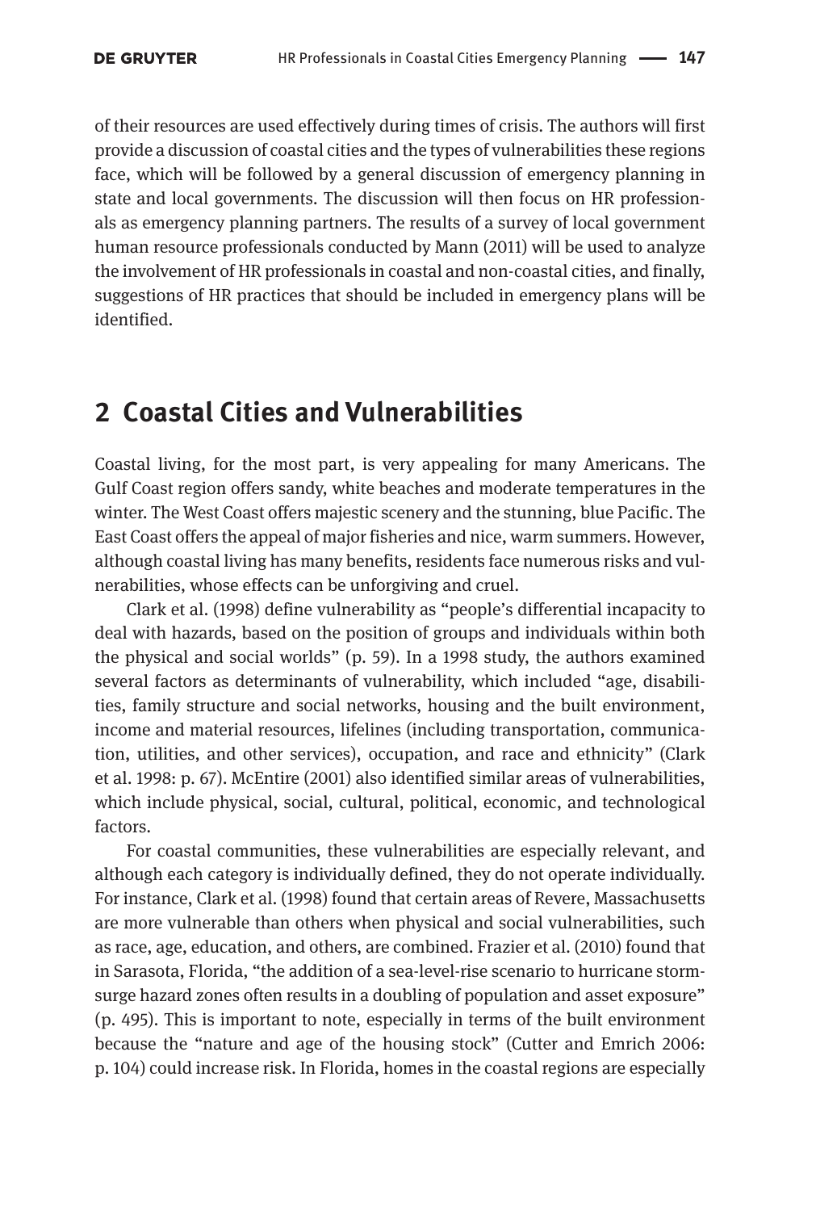of their resources are used effectively during times of crisis. The authors will first provide a discussion of coastal cities and the types of vulnerabilities these regions face, which will be followed by a general discussion of emergency planning in state and local governments. The discussion will then focus on HR professionals as emergency planning partners. The results of a survey of local government human resource professionals conducted by Mann (2011) will be used to analyze the involvement of HR professionals in coastal and non-coastal cities, and finally, suggestions of HR practices that should be included in emergency plans will be identified.

## 2 Coastal Cities and Vulnerabilities

Coastal living, for the most part, is very appealing for many Americans. The Gulf Coast region offers sandy, white beaches and moderate temperatures in the winter. The West Coast offers majestic scenery and the stunning, blue Pacific. The East Coast offers the appeal of major fisheries and nice, warm summers. However, although coastal living has many benefits, residents face numerous risks and vulnerabilities, whose effects can be unforgiving and cruel.

Clark et al. (1998) define vulnerability as "people's differential incapacity to deal with hazards, based on the position of groups and individuals within both the physical and social worlds" (p. 59). In a 1998 study, the authors examined several factors as determinants of vulnerability, which included "age, disabilities, family structure and social networks, housing and the built environment, income and material resources, lifelines (including transportation, communication, utilities, and other services), occupation, and race and ethnicity" (Clark et al. 1998: p. 67). McEntire (2001) also identified similar areas of vulnerabilities, which include physical, social, cultural, political, economic, and technological factors.

For coastal communities, these vulnerabilities are especially relevant, and although each category is individually defined, they do not operate individually. For instance, Clark et al. (1998) found that certain areas of Revere, Massachusetts are more vulnerable than others when physical and social vulnerabilities, such as race, age, education, and others, are combined. Frazier et al. (2010) found that in Sarasota, Florida, "the addition of a sea-level-rise scenario to hurricane storm-surge hazard zones often results in a doubling of population and asset exposure" (p. 495). This is important to note, especially in terms of the built environment because the "nature and age of the housing stock" (Cutter and Emrich 2006: p. 104) could increase risk. In Florida, homes in the coastal regions are especially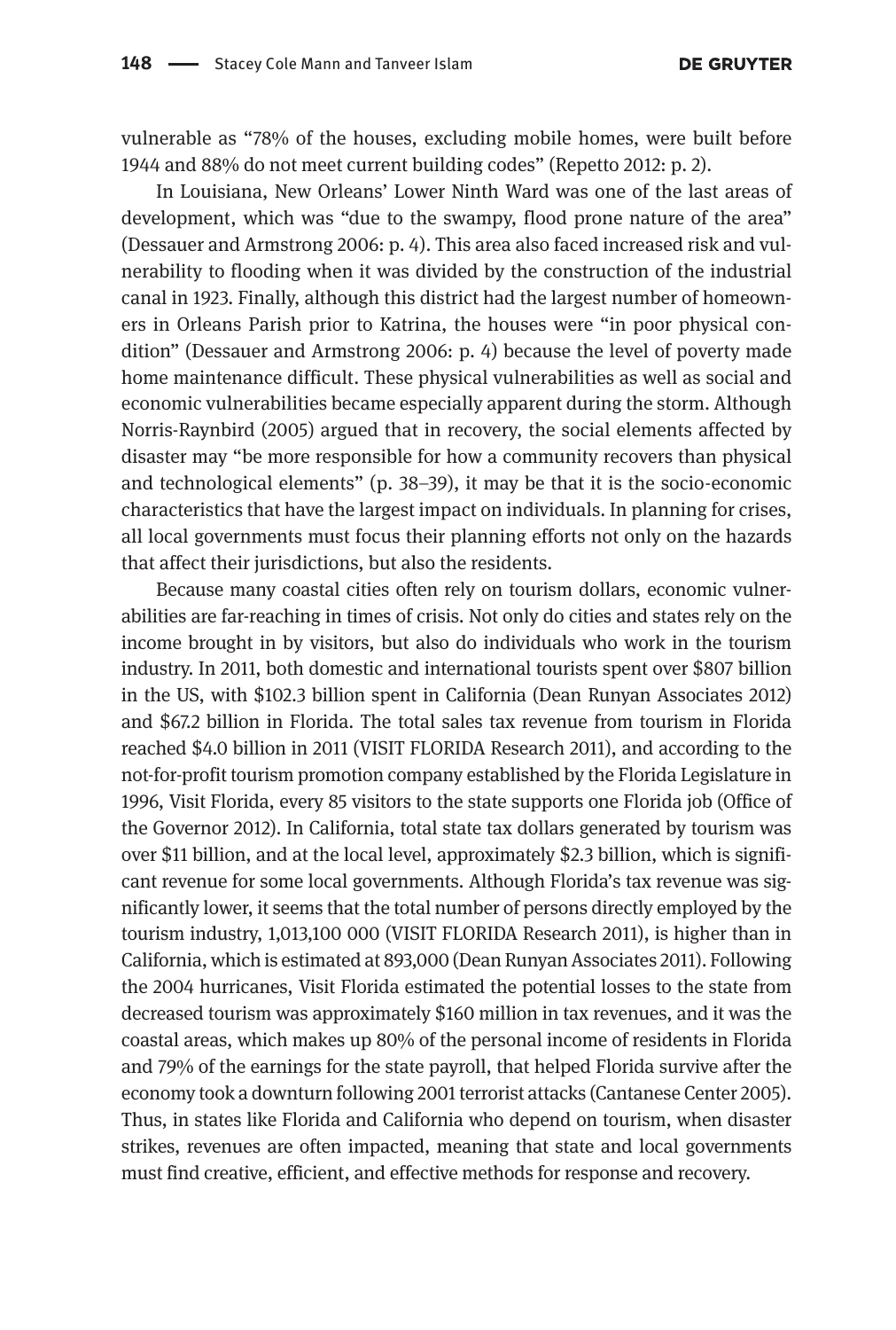vulnerable as "78% of the houses, excluding mobile homes, were built before 1944 and 88% do not meet current building codes" (Repetto 2012: p. 2).

In Louisiana, New Orleans' Lower Ninth Ward was one of the last areas of development, which was "due to the swampy, flood prone nature of the area" (Dessauer and Armstrong 2006: p. 4). This area also faced increased risk and vulnerability to flooding when it was divided by the construction of the industrial canal in 1923. Finally, although this district had the largest number of homeowners in Orleans Parish prior to Katrina, the houses were "in poor physical condition" (Dessauer and Armstrong 2006: p. 4) because the level of poverty made home maintenance difficult. These physical vulnerabilities as well as social and economic vulnerabilities became especially apparent during the storm. Although Norris-Raynbird (2005) argued that in recovery, the social elements affected by disaster may "be more responsible for how a community recovers than physical and technological elements" (p. 38–39), it may be that it is the socio-economic characteristics that have the largest impact on individuals. In planning for crises, all local governments must focus their planning efforts not only on the hazards that affect their jurisdictions, but also the residents.

Because many coastal cities often rely on tourism dollars, economic vulnerabilities are far-reaching in times of crisis. Not only do cities and states rely on the income brought in by visitors, but also do individuals who work in the tourism industry. In 2011, both domestic and international tourists spent over $807 billion in the US, with $102.3 billion spent in California (Dean Runyan Associates 2012) and $67.2 billion in Florida. The total sales tax revenue from tourism in Florida reached $4.0 billion in 2011 (VISIT FLORIDA Research 2011), and according to the not-for-profit tourism promotion company established by the Florida Legislature in 1996, Visit Florida, every 85 visitors to the state supports one Florida job (Office of the Governor 2012). In California, total state tax dollars generated by tourism was over $11 billion, and at the local level, approximately $2.3 billion, which is significant revenue for some local governments. Although Florida's tax revenue was significantly lower, it seems that the total number of persons directly employed by the tourism industry, 1,013,100 000 (VISIT FLORIDA Research 2011), is higher than in California, which is estimated at 893,000 (Dean Runyan Associates 2011). Following the 2004 hurricanes, Visit Florida estimated the potential losses to the state from decreased tourism was approximately $160 million in tax revenues, and it was the coastal areas, which makes up 80% of the personal income of residents in Florida and 79% of the earnings for the state payroll, that helped Florida survive after the economy took a downturn following 2001 terrorist attacks (Cantanese Center 2005). Thus, in states like Florida and California who depend on tourism, when disaster strikes, revenues are often impacted, meaning that state and local governments must find creative, efficient, and effective methods for response and recovery.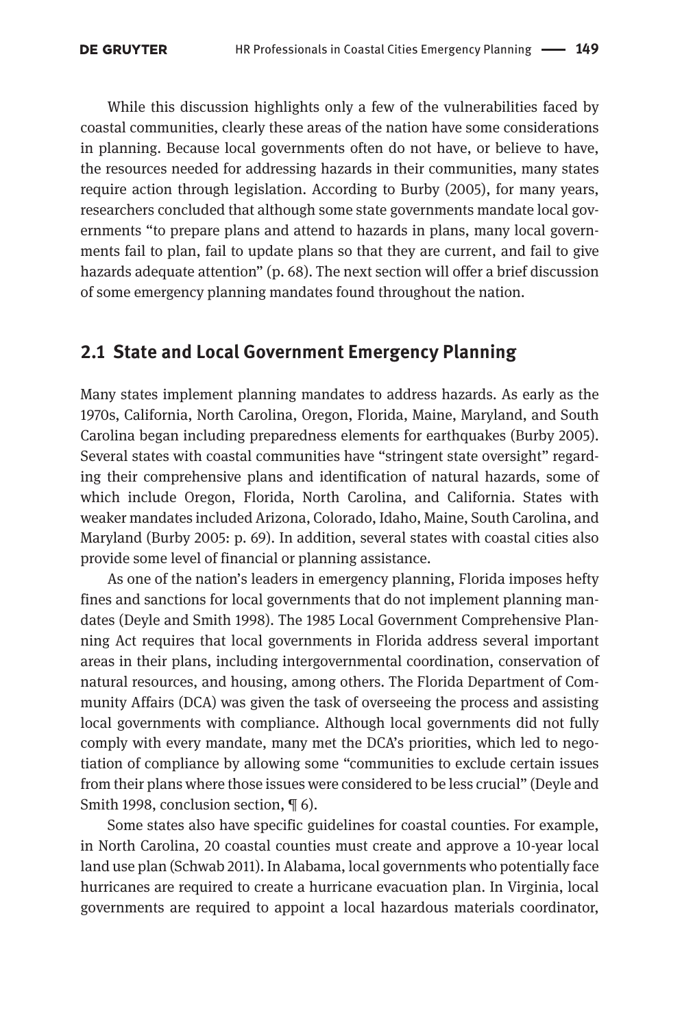While this discussion highlights only a few of the vulnerabilities faced by coastal communities, clearly these areas of the nation have some considerations in planning. Because local governments often do not have, or believe to have, the resources needed for addressing hazards in their communities, many states require action through legislation. According to Burby (2005), for many years, researchers concluded that although some state governments mandate local governments "to prepare plans and attend to hazards in plans, many local governments fail to plan, fail to update plans so that they are current, and fail to give hazards adequate attention" (p. 68). The next section will offer a brief discussion of some emergency planning mandates found throughout the nation.

## 2.1 State and Local Government Emergency Planning

Many states implement planning mandates to address hazards. As early as the 1970s, California, North Carolina, Oregon, Florida, Maine, Maryland, and South Carolina began including preparedness elements for earthquakes (Burby 2005). Several states with coastal communities have "stringent state oversight" regarding their comprehensive plans and identification of natural hazards, some of which include Oregon, Florida, North Carolina, and California. States with weaker mandates included Arizona, Colorado, Idaho, Maine, South Carolina, and Maryland (Burby 2005: p. 69). In addition, several states with coastal cities also provide some level of financial or planning assistance.

As one of the nation's leaders in emergency planning, Florida imposes hefty fines and sanctions for local governments that do not implement planning mandates (Deyle and Smith 1998). The 1985 Local Government Comprehensive Planning Act requires that local governments in Florida address several important areas in their plans, including intergovernmental coordination, conservation of natural resources, and housing, among others. The Florida Department of Community Affairs (DCA) was given the task of overseeing the process and assisting local governments with compliance. Although local governments did not fully comply with every mandate, many met the DCA's priorities, which led to negotiation of compliance by allowing some "communities to exclude certain issues from their plans where those issues were considered to be less crucial" (Deyle and Smith 1998, conclusion section, ¶ 6).

Some states also have specific guidelines for coastal counties. For example, in North Carolina, 20 coastal counties must create and approve a 10-year local land use plan (Schwab 2011). In Alabama, local governments who potentially face hurricanes are required to create a hurricane evacuation plan. In Virginia, local governments are required to appoint a local hazardous materials coordinator,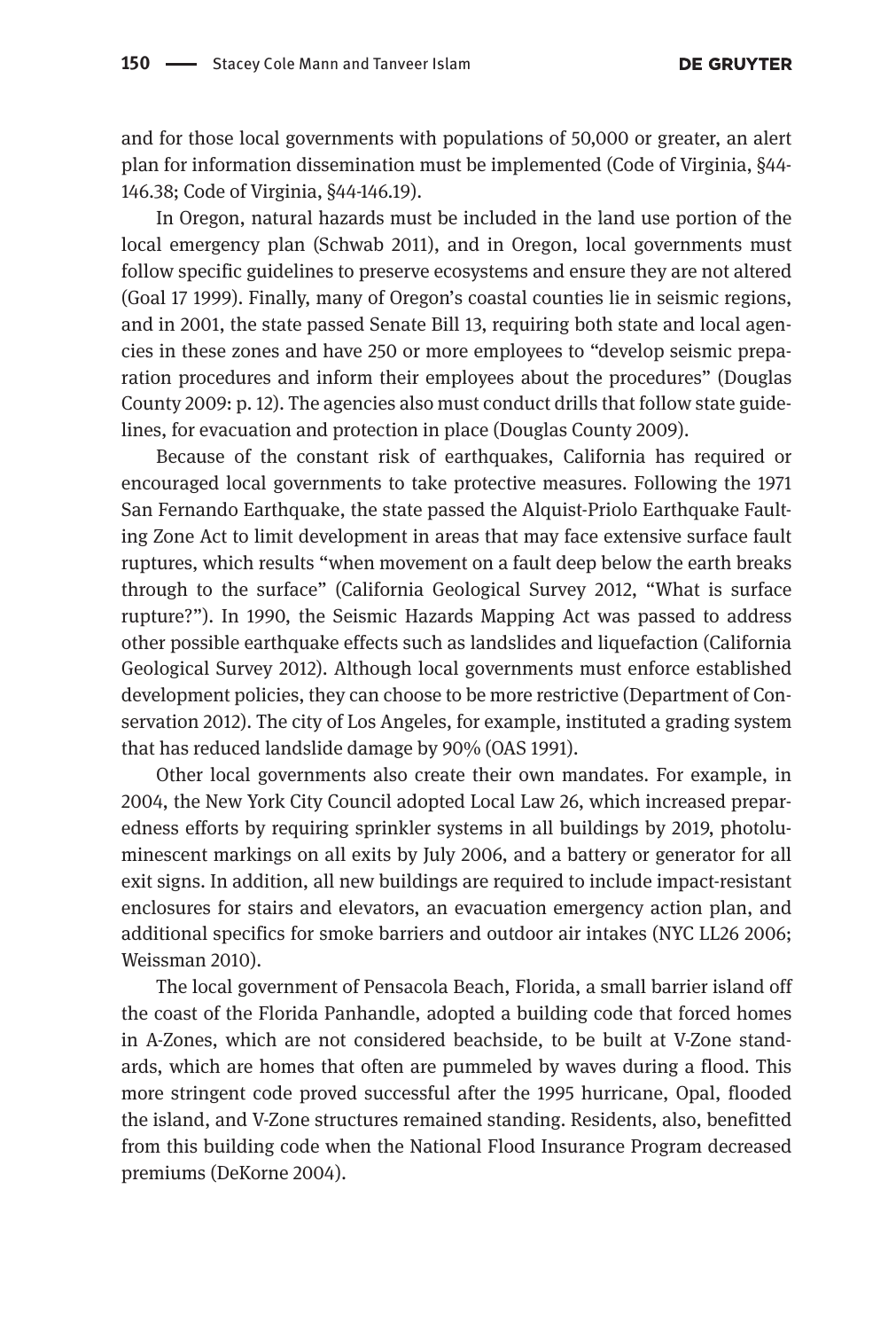and for those local governments with populations of 50,000 or greater, an alert plan for information dissemination must be implemented (Code of Virginia, §44-146.38; Code of Virginia, §44-146.19).

In Oregon, natural hazards must be included in the land use portion of the local emergency plan (Schwab 2011), and in Oregon, local governments must follow specific guidelines to preserve ecosystems and ensure they are not altered (Goal 17 1999). Finally, many of Oregon's coastal counties lie in seismic regions, and in 2001, the state passed Senate Bill 13, requiring both state and local agencies in these zones and have 250 or more employees to "develop seismic preparation procedures and inform their employees about the procedures" (Douglas County 2009: p. 12). The agencies also must conduct drills that follow state guidelines, for evacuation and protection in place (Douglas County 2009).

Because of the constant risk of earthquakes, California has required or encouraged local governments to take protective measures. Following the 1971 San Fernando Earthquake, the state passed the Alquist-Priolo Earthquake Faulting Zone Act to limit development in areas that may face extensive surface fault ruptures, which results "when movement on a fault deep below the earth breaks through to the surface" (California Geological Survey 2012, "What is surface rupture?"). In 1990, the Seismic Hazards Mapping Act was passed to address other possible earthquake effects such as landslides and liquefaction (California Geological Survey 2012). Although local governments must enforce established development policies, they can choose to be more restrictive (Department of Conservation 2012). The city of Los Angeles, for example, instituted a grading system that has reduced landslide damage by 90% (OAS 1991).

Other local governments also create their own mandates. For example, in 2004, the New York City Council adopted Local Law 26, which increased preparedness efforts by requiring sprinkler systems in all buildings by 2019, photoluminescent markings on all exits by July 2006, and a battery or generator for all exit signs. In addition, all new buildings are required to include impact-resistant enclosures for stairs and elevators, an evacuation emergency action plan, and additional specifics for smoke barriers and outdoor air intakes (NYC LL26 2006; Weissman 2010).

The local government of Pensacola Beach, Florida, a small barrier island off the coast of the Florida Panhandle, adopted a building code that forced homes in A-Zones, which are not considered beachside, to be built at V-Zone standards, which are homes that often are pummeled by waves during a flood. This more stringent code proved successful after the 1995 hurricane, Opal, flooded the island, and V-Zone structures remained standing. Residents, also, benefitted from this building code when the National Flood Insurance Program decreased premiums (DeKorne 2004).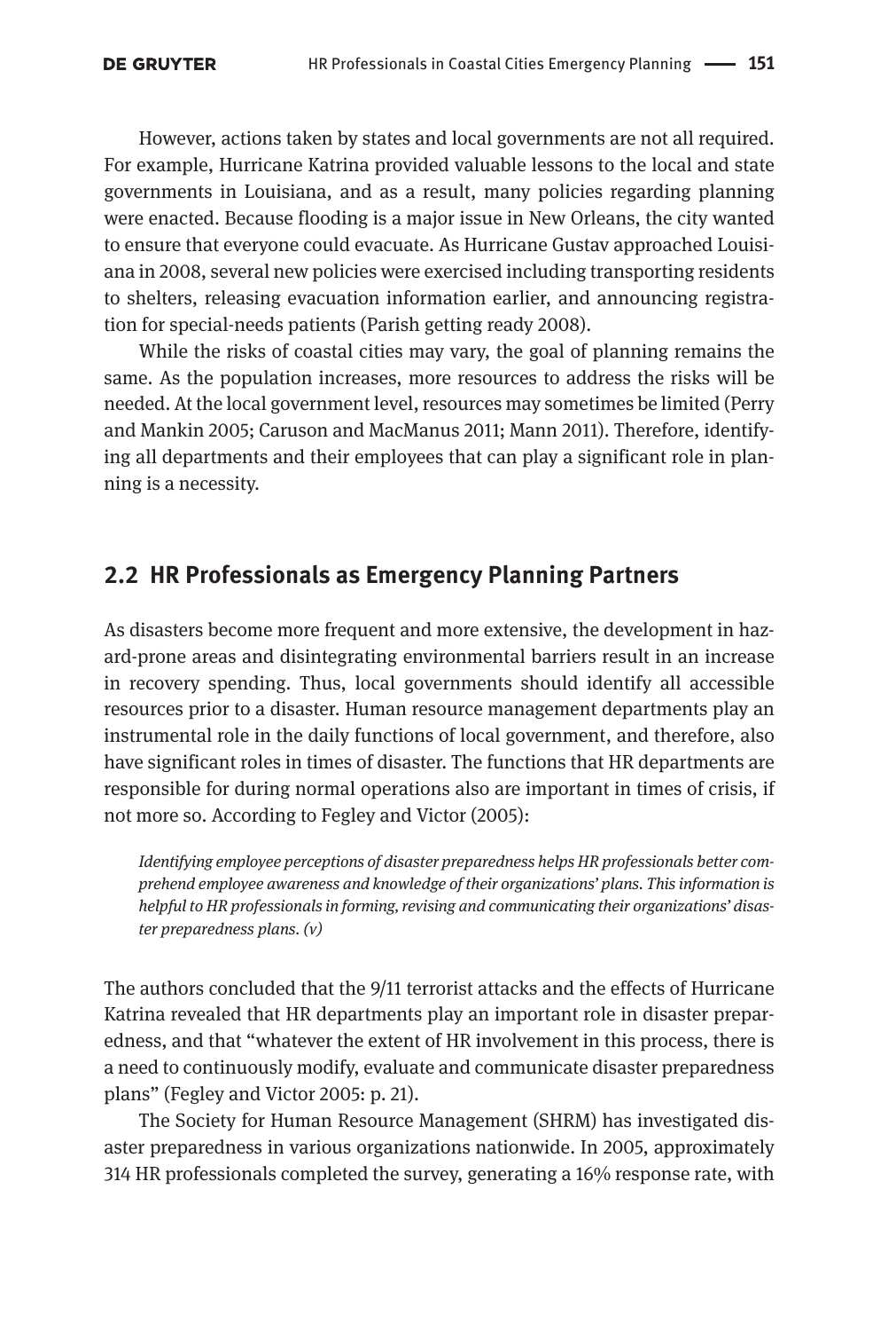However, actions taken by states and local governments are not all required. For example, Hurricane Katrina provided valuable lessons to the local and state governments in Louisiana, and as a result, many policies regarding planning were enacted. Because flooding is a major issue in New Orleans, the city wanted to ensure that everyone could evacuate. As Hurricane Gustav approached Louisiana in 2008, several new policies were exercised including transporting residents to shelters, releasing evacuation information earlier, and announcing registration for special-needs patients (Parish getting ready 2008).

While the risks of coastal cities may vary, the goal of planning remains the same. As the population increases, more resources to address the risks will be needed. At the local government level, resources may sometimes be limited (Perry and Mankin 2005; Caruson and MacManus 2011; Mann 2011). Therefore, identifying all departments and their employees that can play a significant role in planning is a necessity.

## 2.2 HR Professionals as Emergency Planning Partners

As disasters become more frequent and more extensive, the development in hazard-prone areas and disintegrating environmental barriers result in an increase in recovery spending. Thus, local governments should identify all accessible resources prior to a disaster. Human resource management departments play an instrumental role in the daily functions of local government, and therefore, also have significant roles in times of disaster. The functions that HR departments are responsible for during normal operations also are important in times of crisis, if not more so. According to Fegley and Victor (2005):

> *Identifying employee perceptions of disaster preparedness helps HR professionals better comprehend employee awareness and knowledge of their organizations' plans. This information is helpful to HR professionals in forming, revising and communicating their organizations' disaster preparedness plans. (v)*

The authors concluded that the 9/11 terrorist attacks and the effects of Hurricane Katrina revealed that HR departments play an important role in disaster preparedness, and that "whatever the extent of HR involvement in this process, there is a need to continuously modify, evaluate and communicate disaster preparedness plans" (Fegley and Victor 2005: p. 21).

The Society for Human Resource Management (SHRM) has investigated disaster preparedness in various organizations nationwide. In 2005, approximately 314 HR professionals completed the survey, generating a 16% response rate, with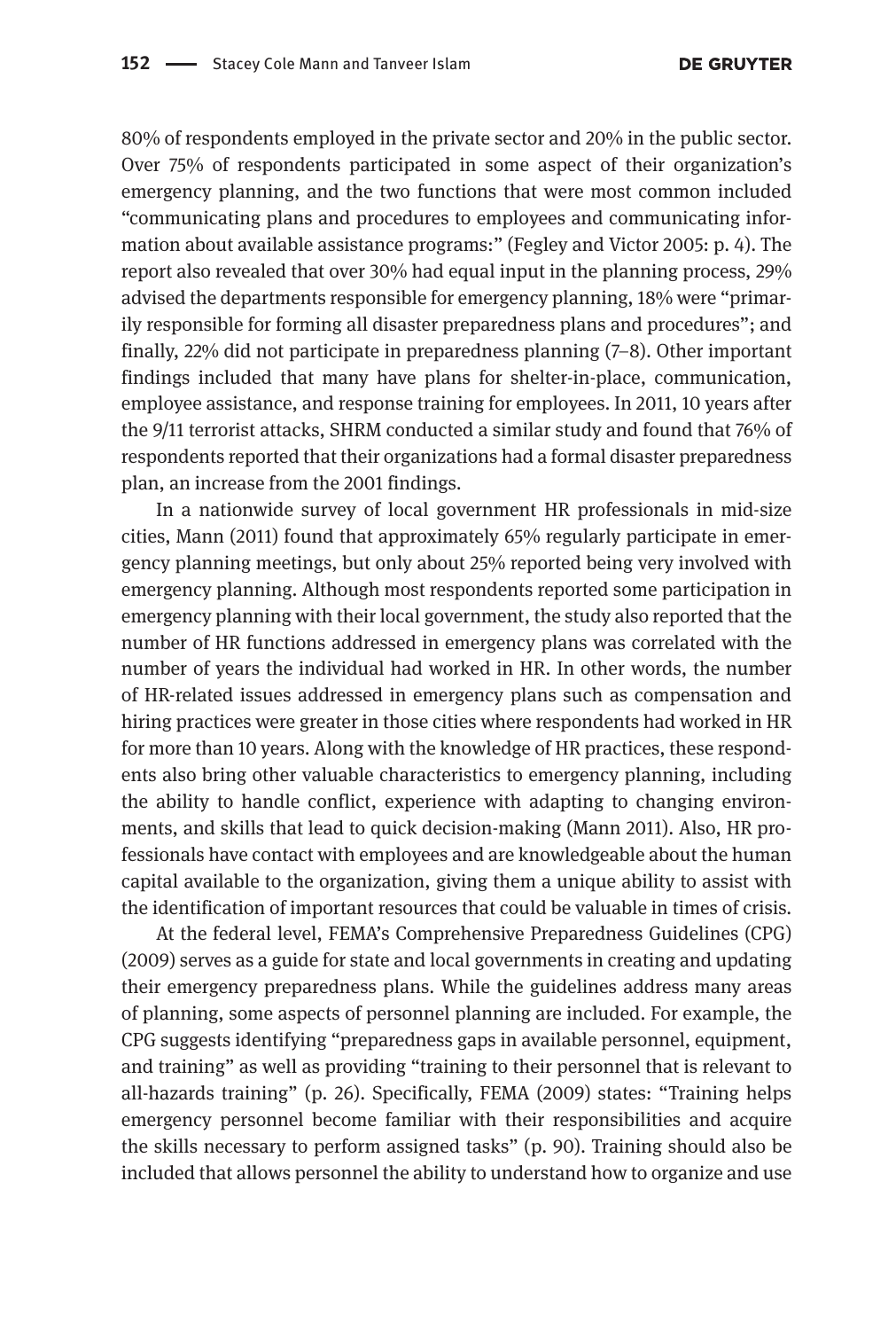80% of respondents employed in the private sector and 20% in the public sector. Over 75% of respondents participated in some aspect of their organization's emergency planning, and the two functions that were most common included "communicating plans and procedures to employees and communicating information about available assistance programs:" (Fegley and Victor 2005: p. 4). The report also revealed that over 30% had equal input in the planning process, 29% advised the departments responsible for emergency planning, 18% were "primarily responsible for forming all disaster preparedness plans and procedures"; and finally, 22% did not participate in preparedness planning (7–8). Other important findings included that many have plans for shelter-in-place, communication, employee assistance, and response training for employees. In 2011, 10 years after the 9/11 terrorist attacks, SHRM conducted a similar study and found that 76% of respondents reported that their organizations had a formal disaster preparedness plan, an increase from the 2001 findings.

In a nationwide survey of local government HR professionals in mid-size cities, Mann (2011) found that approximately 65% regularly participate in emergency planning meetings, but only about 25% reported being very involved with emergency planning. Although most respondents reported some participation in emergency planning with their local government, the study also reported that the number of HR functions addressed in emergency plans was correlated with the number of years the individual had worked in HR. In other words, the number of HR-related issues addressed in emergency plans such as compensation and hiring practices were greater in those cities where respondents had worked in HR for more than 10 years. Along with the knowledge of HR practices, these respondents also bring other valuable characteristics to emergency planning, including the ability to handle conflict, experience with adapting to changing environments, and skills that lead to quick decision-making (Mann 2011). Also, HR professionals have contact with employees and are knowledgeable about the human capital available to the organization, giving them a unique ability to assist with the identification of important resources that could be valuable in times of crisis.

At the federal level, FEMA's Comprehensive Preparedness Guidelines (CPG) (2009) serves as a guide for state and local governments in creating and updating their emergency preparedness plans. While the guidelines address many areas of planning, some aspects of personnel planning are included. For example, the CPG suggests identifying "preparedness gaps in available personnel, equipment, and training" as well as providing "training to their personnel that is relevant to all-hazards training" (p. 26). Specifically, FEMA (2009) states: "Training helps emergency personnel become familiar with their responsibilities and acquire the skills necessary to perform assigned tasks" (p. 90). Training should also be included that allows personnel the ability to understand how to organize and use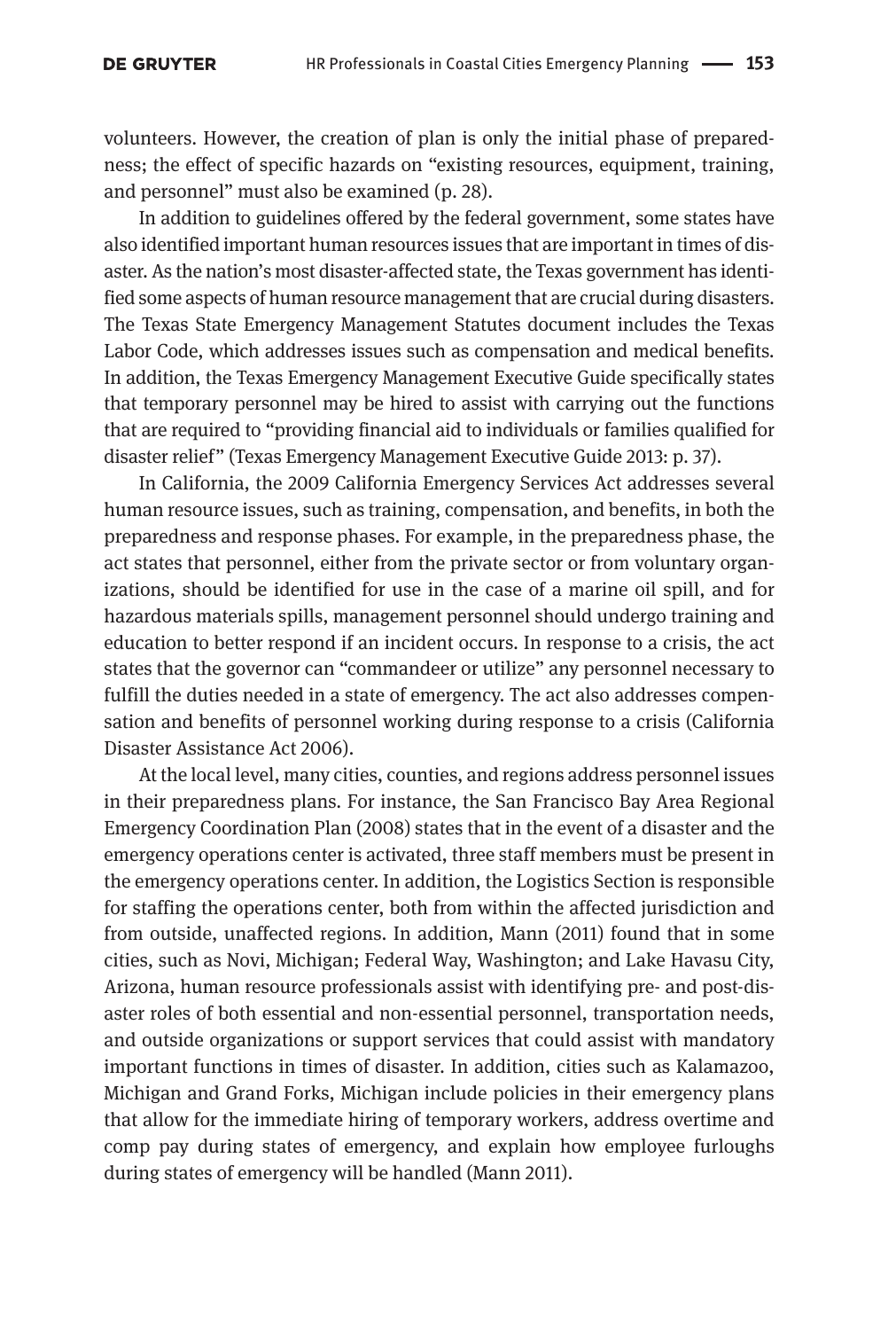volunteers. However, the creation of plan is only the initial phase of preparedness; the effect of specific hazards on "existing resources, equipment, training, and personnel" must also be examined (p. 28).

In addition to guidelines offered by the federal government, some states have also identified important human resources issues that are important in times of disaster. As the nation's most disaster-affected state, the Texas government has identified some aspects of human resource management that are crucial during disasters. The Texas State Emergency Management Statutes document includes the Texas Labor Code, which addresses issues such as compensation and medical benefits. In addition, the Texas Emergency Management Executive Guide specifically states that temporary personnel may be hired to assist with carrying out the functions that are required to "providing financial aid to individuals or families qualified for disaster relief" (Texas Emergency Management Executive Guide 2013: p. 37).

In California, the 2009 California Emergency Services Act addresses several human resource issues, such as training, compensation, and benefits, in both the preparedness and response phases. For example, in the preparedness phase, the act states that personnel, either from the private sector or from voluntary organizations, should be identified for use in the case of a marine oil spill, and for hazardous materials spills, management personnel should undergo training and education to better respond if an incident occurs. In response to a crisis, the act states that the governor can "commandeer or utilize" any personnel necessary to fulfill the duties needed in a state of emergency. The act also addresses compensation and benefits of personnel working during response to a crisis (California Disaster Assistance Act 2006).

At the local level, many cities, counties, and regions address personnel issues in their preparedness plans. For instance, the San Francisco Bay Area Regional Emergency Coordination Plan (2008) states that in the event of a disaster and the emergency operations center is activated, three staff members must be present in the emergency operations center. In addition, the Logistics Section is responsible for staffing the operations center, both from within the affected jurisdiction and from outside, unaffected regions. In addition, Mann (2011) found that in some cities, such as Novi, Michigan; Federal Way, Washington; and Lake Havasu City, Arizona, human resource professionals assist with identifying pre- and post-disaster roles of both essential and non-essential personnel, transportation needs, and outside organizations or support services that could assist with mandatory important functions in times of disaster. In addition, cities such as Kalamazoo, Michigan and Grand Forks, Michigan include policies in their emergency plans that allow for the immediate hiring of temporary workers, address overtime and comp pay during states of emergency, and explain how employee furloughs during states of emergency will be handled (Mann 2011).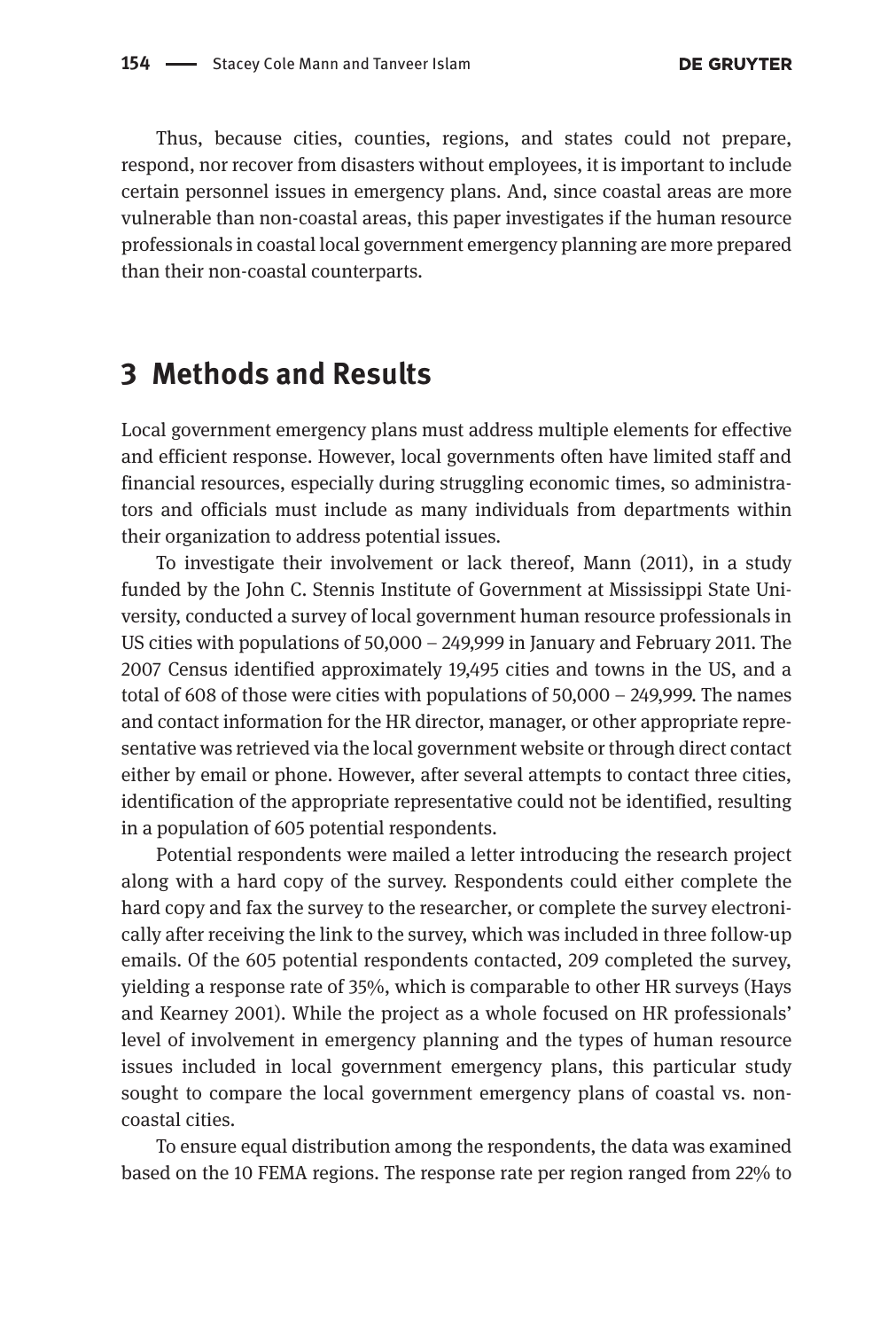Thus, because cities, counties, regions, and states could not prepare, respond, nor recover from disasters without employees, it is important to include certain personnel issues in emergency plans. And, since coastal areas are more vulnerable than non-coastal areas, this paper investigates if the human resource professionals in coastal local government emergency planning are more prepared than their non-coastal counterparts.

## 3 Methods and Results

Local government emergency plans must address multiple elements for effective and efficient response. However, local governments often have limited staff and financial resources, especially during struggling economic times, so administrators and officials must include as many individuals from departments within their organization to address potential issues.

To investigate their involvement or lack thereof, Mann (2011), in a study funded by the John C. Stennis Institute of Government at Mississippi State University, conducted a survey of local government human resource professionals in US cities with populations of 50,000 – 249,999 in January and February 2011. The 2007 Census identified approximately 19,495 cities and towns in the US, and a total of 608 of those were cities with populations of 50,000 – 249,999. The names and contact information for the HR director, manager, or other appropriate representative was retrieved via the local government website or through direct contact either by email or phone. However, after several attempts to contact three cities, identification of the appropriate representative could not be identified, resulting in a population of 605 potential respondents.

Potential respondents were mailed a letter introducing the research project along with a hard copy of the survey. Respondents could either complete the hard copy and fax the survey to the researcher, or complete the survey electronically after receiving the link to the survey, which was included in three follow-up emails. Of the 605 potential respondents contacted, 209 completed the survey, yielding a response rate of 35%, which is comparable to other HR surveys (Hays and Kearney 2001). While the project as a whole focused on HR professionals' level of involvement in emergency planning and the types of human resource issues included in local government emergency plans, this particular study sought to compare the local government emergency plans of coastal vs. non-coastal cities.

To ensure equal distribution among the respondents, the data was examined based on the 10 FEMA regions. The response rate per region ranged from 22% to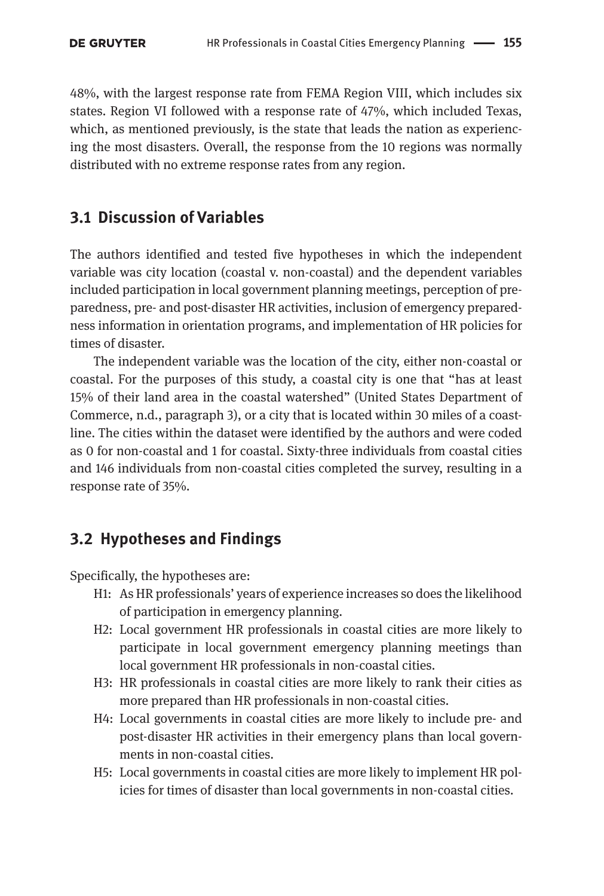48%, with the largest response rate from FEMA Region VIII, which includes six states. Region VI followed with a response rate of 47%, which included Texas, which, as mentioned previously, is the state that leads the nation as experiencing the most disasters. Overall, the response from the 10 regions was normally distributed with no extreme response rates from any region.

## 3.1 Discussion of Variables

The authors identified and tested five hypotheses in which the independent variable was city location (coastal v. non-coastal) and the dependent variables included participation in local government planning meetings, perception of preparedness, pre- and post-disaster HR activities, inclusion of emergency preparedness information in orientation programs, and implementation of HR policies for times of disaster.

The independent variable was the location of the city, either non-coastal or coastal. For the purposes of this study, a coastal city is one that "has at least 15% of their land area in the coastal watershed" (United States Department of Commerce, n.d., paragraph 3), or a city that is located within 30 miles of a coastline. The cities within the dataset were identified by the authors and were coded as 0 for non-coastal and 1 for coastal. Sixty-three individuals from coastal cities and 146 individuals from non-coastal cities completed the survey, resulting in a response rate of 35%.

## 3.2 Hypotheses and Findings

Specifically, the hypotheses are:

- H1: As HR professionals' years of experience increases so does the likelihood of participation in emergency planning.
- H2: Local government HR professionals in coastal cities are more likely to participate in local government emergency planning meetings than local government HR professionals in non-coastal cities.
- H3: HR professionals in coastal cities are more likely to rank their cities as more prepared than HR professionals in non-coastal cities.
- H4: Local governments in coastal cities are more likely to include pre- and post-disaster HR activities in their emergency plans than local governments in non-coastal cities.
- H5: Local governments in coastal cities are more likely to implement HR policies for times of disaster than local governments in non-coastal cities.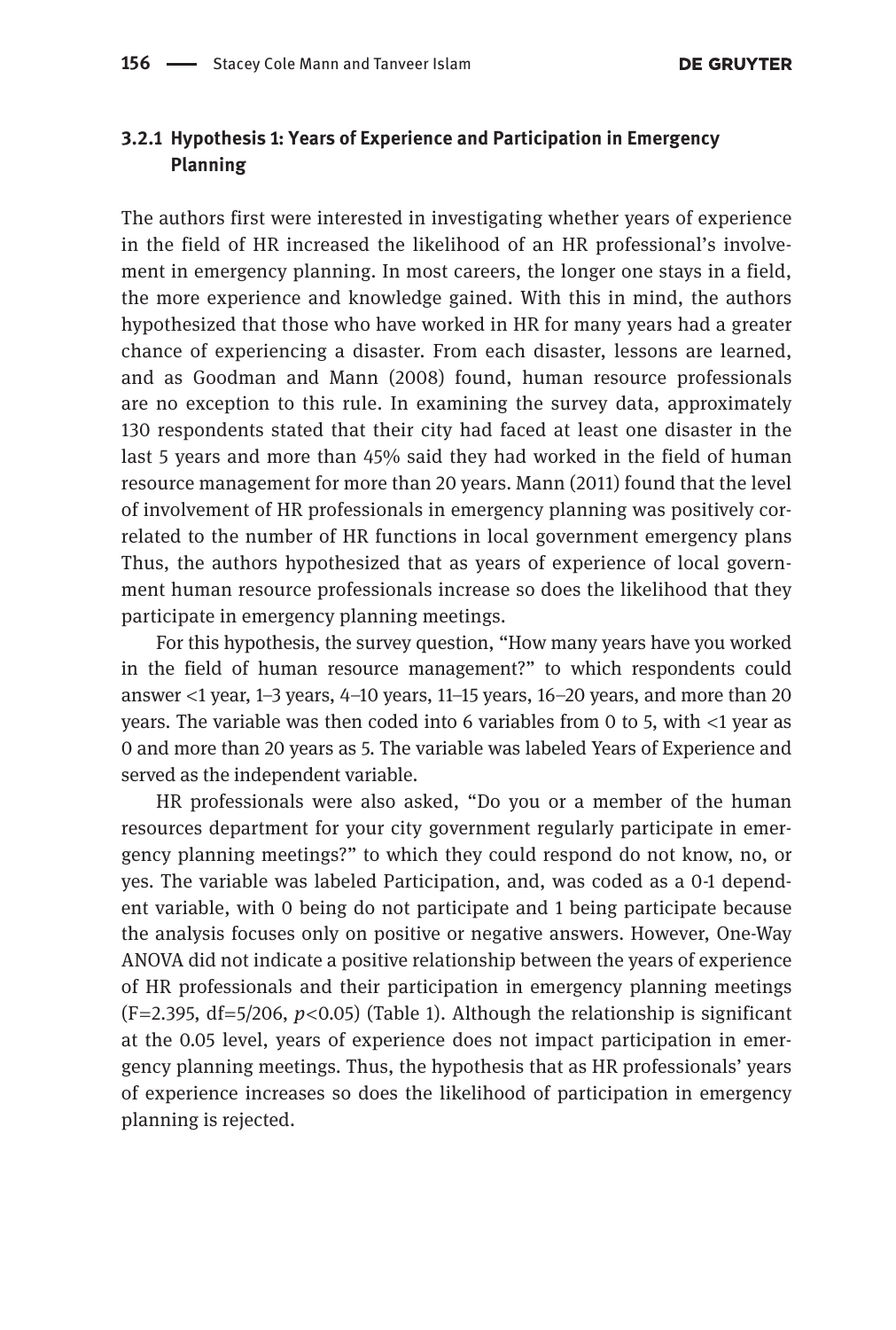### 3.2.1 Hypothesis 1: Years of Experience and Participation in Emergency Planning

The authors first were interested in investigating whether years of experience in the field of HR increased the likelihood of an HR professional's involvement in emergency planning. In most careers, the longer one stays in a field, the more experience and knowledge gained. With this in mind, the authors hypothesized that those who have worked in HR for many years had a greater chance of experiencing a disaster. From each disaster, lessons are learned, and as Goodman and Mann (2008) found, human resource professionals are no exception to this rule. In examining the survey data, approximately 130 respondents stated that their city had faced at least one disaster in the last 5 years and more than 45% said they had worked in the field of human resource management for more than 20 years. Mann (2011) found that the level of involvement of HR professionals in emergency planning was positively correlated to the number of HR functions in local government emergency plans Thus, the authors hypothesized that as years of experience of local government human resource professionals increase so does the likelihood that they participate in emergency planning meetings.

For this hypothesis, the survey question, "How many years have you worked in the field of human resource management?" to which respondents could answer <1 year, 1–3 years, 4–10 years, 11–15 years, 16–20 years, and more than 20 years. The variable was then coded into 6 variables from 0 to 5, with <1 year as 0 and more than 20 years as 5. The variable was labeled Years of Experience and served as the independent variable.

HR professionals were also asked, "Do you or a member of the human resources department for your city government regularly participate in emergency planning meetings?" to which they could respond do not know, no, or yes. The variable was labeled Participation, and, was coded as a 0-1 dependent variable, with 0 being do not participate and 1 being participate because the analysis focuses only on positive or negative answers. However, One-Way ANOVA did not indicate a positive relationship between the years of experience of HR professionals and their participation in emergency planning meetings ($F=2.395$, $df=5/206$, $p<0.05$) (Table 1). Although the relationship is significant at the 0.05 level, years of experience does not impact participation in emergency planning meetings. Thus, the hypothesis that as HR professionals' years of experience increases so does the likelihood of participation in emergency planning is rejected.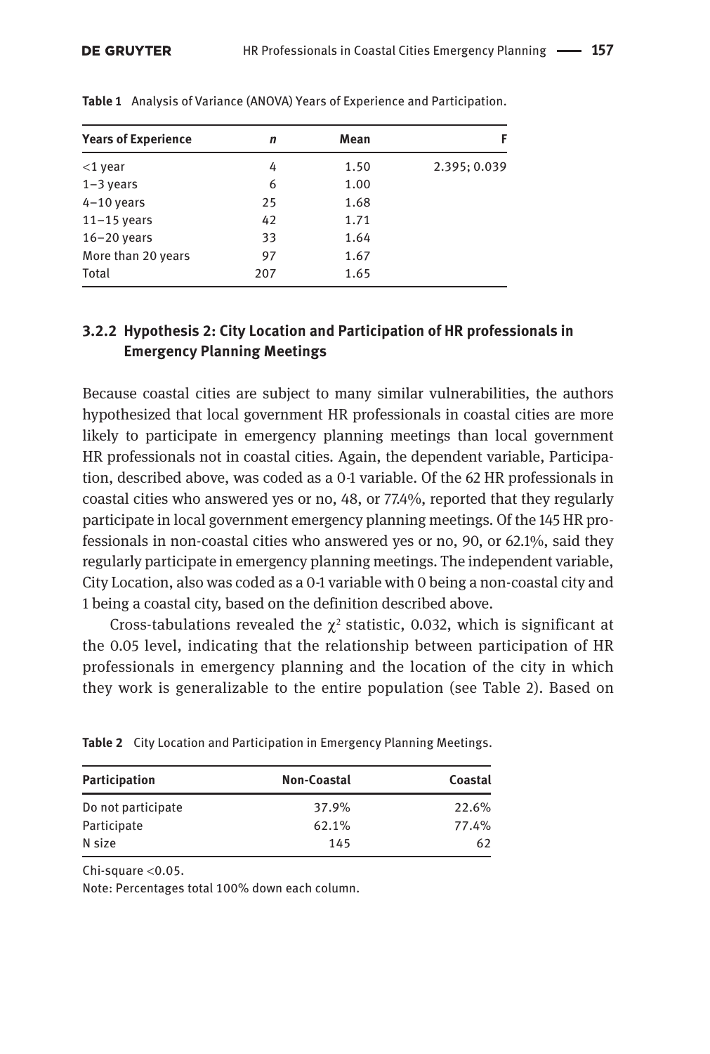**Table 1** Analysis of Variance (ANOVA) Years of Experience and Participation.

| Years of Experience | *n* | Mean | F |
|---|---|---|---|
| <1 year | 4 | 1.50 | 2.395; 0.039 |
| 1–3 years | 6 | 1.00 | |
| 4–10 years | 25 | 1.68 | |
| 11–15 years | 42 | 1.71 | |
| 16–20 years | 33 | 1.64 | |
| More than 20 years | 97 | 1.67 | |
| Total | 207 | 1.65 | |

### 3.2.2 Hypothesis 2: City Location and Participation of HR professionals in Emergency Planning Meetings

Because coastal cities are subject to many similar vulnerabilities, the authors hypothesized that local government HR professionals in coastal cities are more likely to participate in emergency planning meetings than local government HR professionals not in coastal cities. Again, the dependent variable, Participation, described above, was coded as a 0-1 variable. Of the 62 HR professionals in coastal cities who answered yes or no, 48, or 77.4%, reported that they regularly participate in local government emergency planning meetings. Of the 145 HR professionals in non-coastal cities who answered yes or no, 90, or 62.1%, said they regularly participate in emergency planning meetings. The independent variable, City Location, also was coded as a 0-1 variable with 0 being a non-coastal city and 1 being a coastal city, based on the definition described above.

Cross-tabulations revealed the $\chi^2$ statistic, 0.032, which is significant at the 0.05 level, indicating that the relationship between participation of HR professionals in emergency planning and the location of the city in which they work is generalizable to the entire population (see Table 2). Based on

**Table 2** City Location and Participation in Emergency Planning Meetings.

| Participation | Non-Coastal | Coastal |
|---|---|---|
| Do not participate | 37.9% | 22.6% |
| Participate | 62.1% | 77.4% |
| N size | 145 | 62 |

Chi-square <0.05.

Note: Percentages total 100% down each column.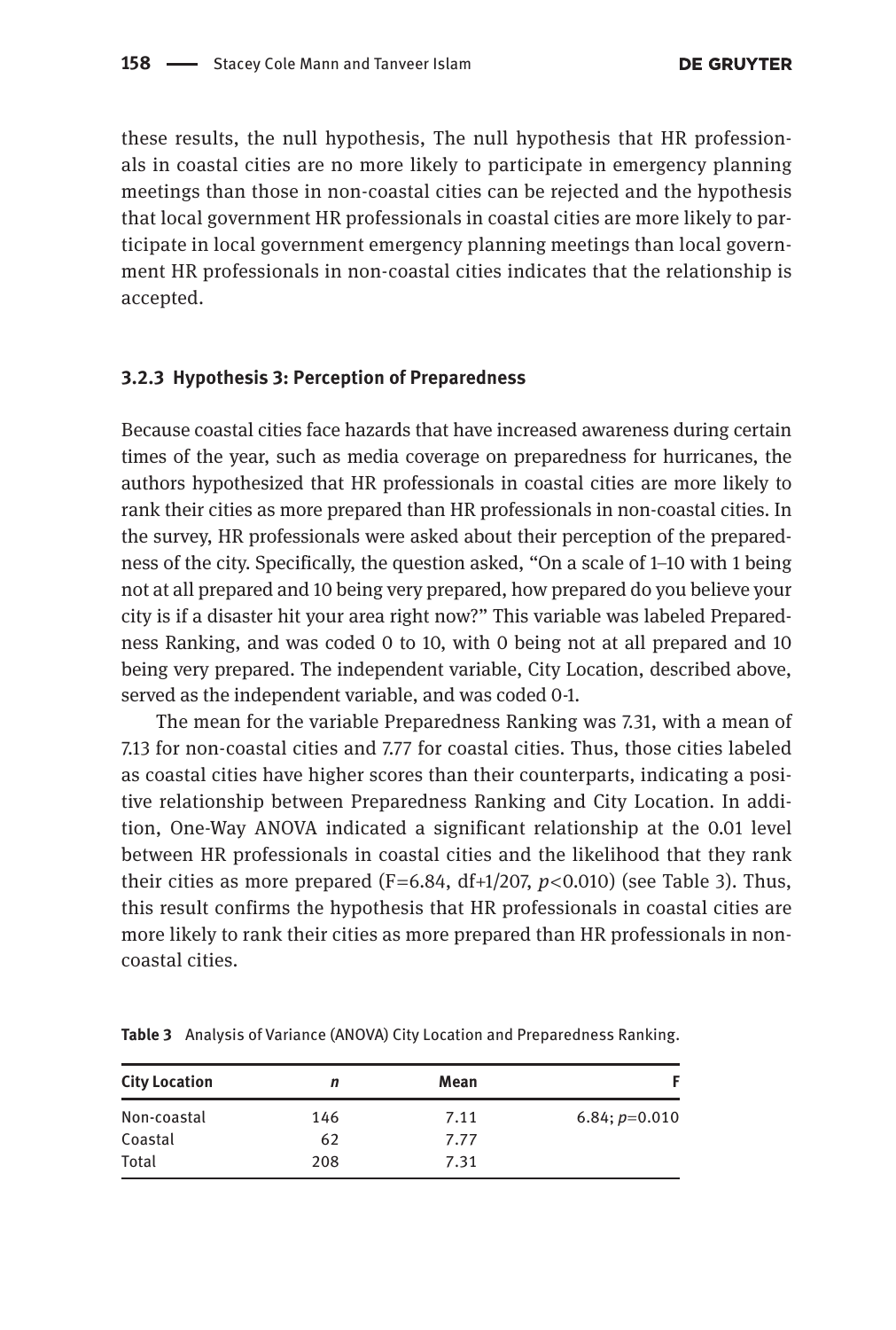these results, the null hypothesis, The null hypothesis that HR professionals in coastal cities are no more likely to participate in emergency planning meetings than those in non-coastal cities can be rejected and the hypothesis that local government HR professionals in coastal cities are more likely to participate in local government emergency planning meetings than local government HR professionals in non-coastal cities indicates that the relationship is accepted.

### 3.2.3 Hypothesis 3: Perception of Preparedness

Because coastal cities face hazards that have increased awareness during certain times of the year, such as media coverage on preparedness for hurricanes, the authors hypothesized that HR professionals in coastal cities are more likely to rank their cities as more prepared than HR professionals in non-coastal cities. In the survey, HR professionals were asked about their perception of the preparedness of the city. Specifically, the question asked, "On a scale of 1–10 with 1 being not at all prepared and 10 being very prepared, how prepared do you believe your city is if a disaster hit your area right now?" This variable was labeled Preparedness Ranking, and was coded 0 to 10, with 0 being not at all prepared and 10 being very prepared. The independent variable, City Location, described above, served as the independent variable, and was coded 0-1.

The mean for the variable Preparedness Ranking was 7.31, with a mean of 7.13 for non-coastal cities and 7.77 for coastal cities. Thus, those cities labeled as coastal cities have higher scores than their counterparts, indicating a positive relationship between Preparedness Ranking and City Location. In addition, One-Way ANOVA indicated a significant relationship at the 0.01 level between HR professionals in coastal cities and the likelihood that they rank their cities as more prepared ($F$=6.84, df+1/207, $p$<0.010) (see Table 3). Thus, this result confirms the hypothesis that HR professionals in coastal cities are more likely to rank their cities as more prepared than HR professionals in non-coastal cities.

**Table 3** Analysis of Variance (ANOVA) City Location and Preparedness Ranking.

| City Location | *n* | Mean | F |
|---|---|---|---|
| Non-coastal | 146 | 7.11 | 6.84; $p$=0.010 |
| Coastal | 62 | 7.77 | |
| Total | 208 | 7.31 | |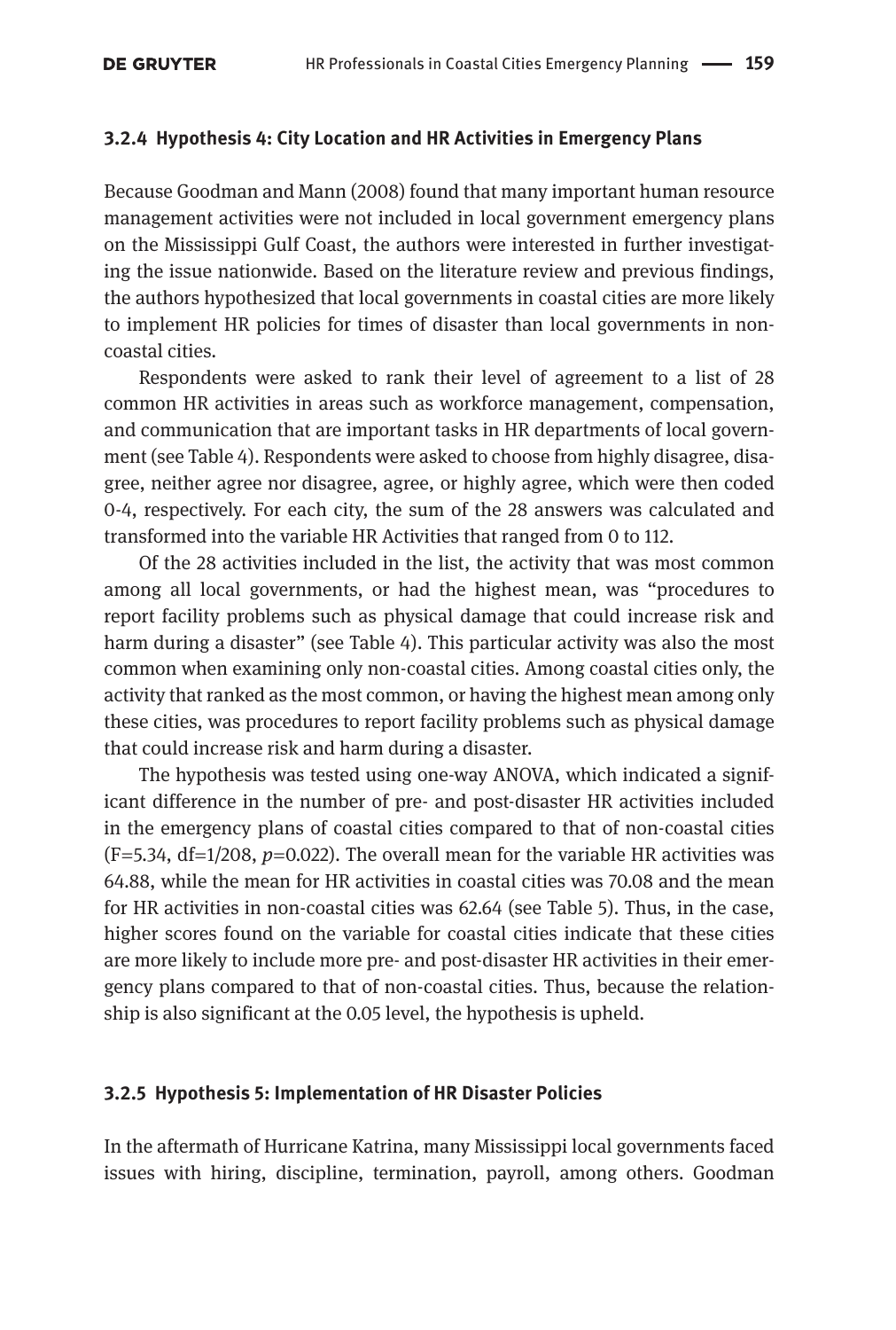### 3.2.4 Hypothesis 4: City Location and HR Activities in Emergency Plans

Because Goodman and Mann (2008) found that many important human resource management activities were not included in local government emergency plans on the Mississippi Gulf Coast, the authors were interested in further investigating the issue nationwide. Based on the literature review and previous findings, the authors hypothesized that local governments in coastal cities are more likely to implement HR policies for times of disaster than local governments in non-coastal cities.

Respondents were asked to rank their level of agreement to a list of 28 common HR activities in areas such as workforce management, compensation, and communication that are important tasks in HR departments of local government (see Table 4). Respondents were asked to choose from highly disagree, disagree, neither agree nor disagree, agree, or highly agree, which were then coded 0-4, respectively. For each city, the sum of the 28 answers was calculated and transformed into the variable HR Activities that ranged from 0 to 112.

Of the 28 activities included in the list, the activity that was most common among all local governments, or had the highest mean, was "procedures to report facility problems such as physical damage that could increase risk and harm during a disaster" (see Table 4). This particular activity was also the most common when examining only non-coastal cities. Among coastal cities only, the activity that ranked as the most common, or having the highest mean among only these cities, was procedures to report facility problems such as physical damage that could increase risk and harm during a disaster.

The hypothesis was tested using one-way ANOVA, which indicated a significant difference in the number of pre- and post-disaster HR activities included in the emergency plans of coastal cities compared to that of non-coastal cities ($F=5.34$, $df=1/208$, $p=0.022$). The overall mean for the variable HR activities was 64.88, while the mean for HR activities in coastal cities was 70.08 and the mean for HR activities in non-coastal cities was 62.64 (see Table 5). Thus, in the case, higher scores found on the variable for coastal cities indicate that these cities are more likely to include more pre- and post-disaster HR activities in their emergency plans compared to that of non-coastal cities. Thus, because the relationship is also significant at the 0.05 level, the hypothesis is upheld.

### 3.2.5 Hypothesis 5: Implementation of HR Disaster Policies

In the aftermath of Hurricane Katrina, many Mississippi local governments faced issues with hiring, discipline, termination, payroll, among others. Goodman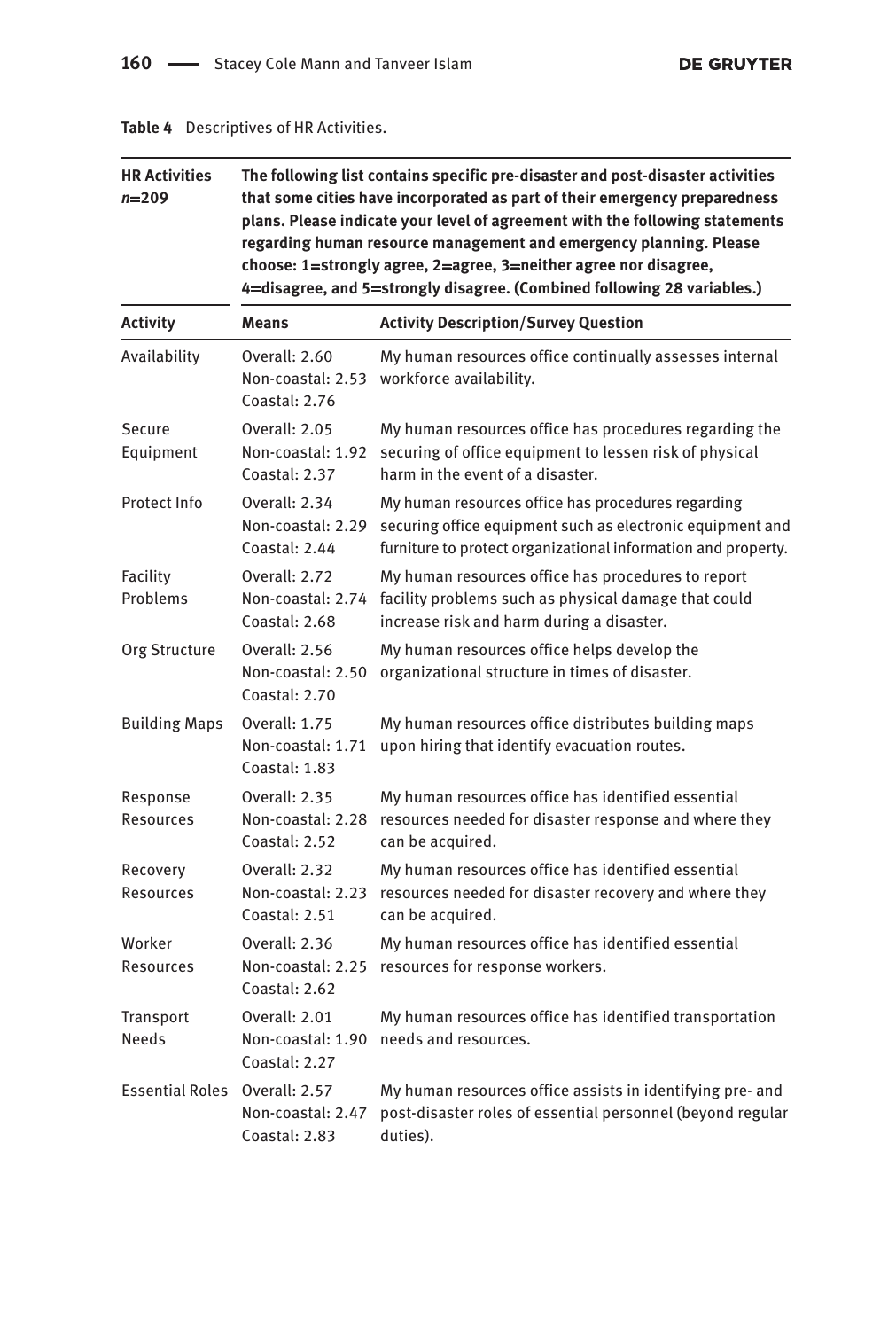**Table 4** Descriptives of HR Activities.

| HR Activities *n*=209 | The following list contains specific pre-disaster and post-disaster activities that some cities have incorporated as part of their emergency preparedness plans. Please indicate your level of agreement with the following statements regarding human resource management and emergency planning. Please choose: 1=strongly agree, 2=agree, 3=neither agree nor disagree, 4=disagree, and 5=strongly disagree. (Combined following 28 variables.) | |
|---|---|---|
| **Activity** | **Means** | **Activity Description/Survey Question** |
| Availability | Overall: 2.60<br>Non-coastal: 2.53<br>Coastal: 2.76 | My human resources office continually assesses internal workforce availability. |
| Secure Equipment | Overall: 2.05<br>Non-coastal: 1.92<br>Coastal: 2.37 | My human resources office has procedures regarding the securing of office equipment to lessen risk of physical harm in the event of a disaster. |
| Protect Info | Overall: 2.34<br>Non-coastal: 2.29<br>Coastal: 2.44 | My human resources office has procedures regarding securing office equipment such as electronic equipment and furniture to protect organizational information and property. |
| Facility Problems | Overall: 2.72<br>Non-coastal: 2.74<br>Coastal: 2.68 | My human resources office has procedures to report facility problems such as physical damage that could increase risk and harm during a disaster. |
| Org Structure | Overall: 2.56<br>Non-coastal: 2.50<br>Coastal: 2.70 | My human resources office helps develop the organizational structure in times of disaster. |
| Building Maps | Overall: 1.75<br>Non-coastal: 1.71<br>Coastal: 1.83 | My human resources office distributes building maps upon hiring that identify evacuation routes. |
| Response Resources | Overall: 2.35<br>Non-coastal: 2.28<br>Coastal: 2.52 | My human resources office has identified essential resources needed for disaster response and where they can be acquired. |
| Recovery Resources | Overall: 2.32<br>Non-coastal: 2.23<br>Coastal: 2.51 | My human resources office has identified essential resources needed for disaster recovery and where they can be acquired. |
| Worker Resources | Overall: 2.36<br>Non-coastal: 2.25<br>Coastal: 2.62 | My human resources office has identified essential resources for response workers. |
| Transport Needs | Overall: 2.01<br>Non-coastal: 1.90<br>Coastal: 2.27 | My human resources office has identified transportation needs and resources. |
| Essential Roles | Overall: 2.57<br>Non-coastal: 2.47<br>Coastal: 2.83 | My human resources office assists in identifying pre- and post-disaster roles of essential personnel (beyond regular duties). |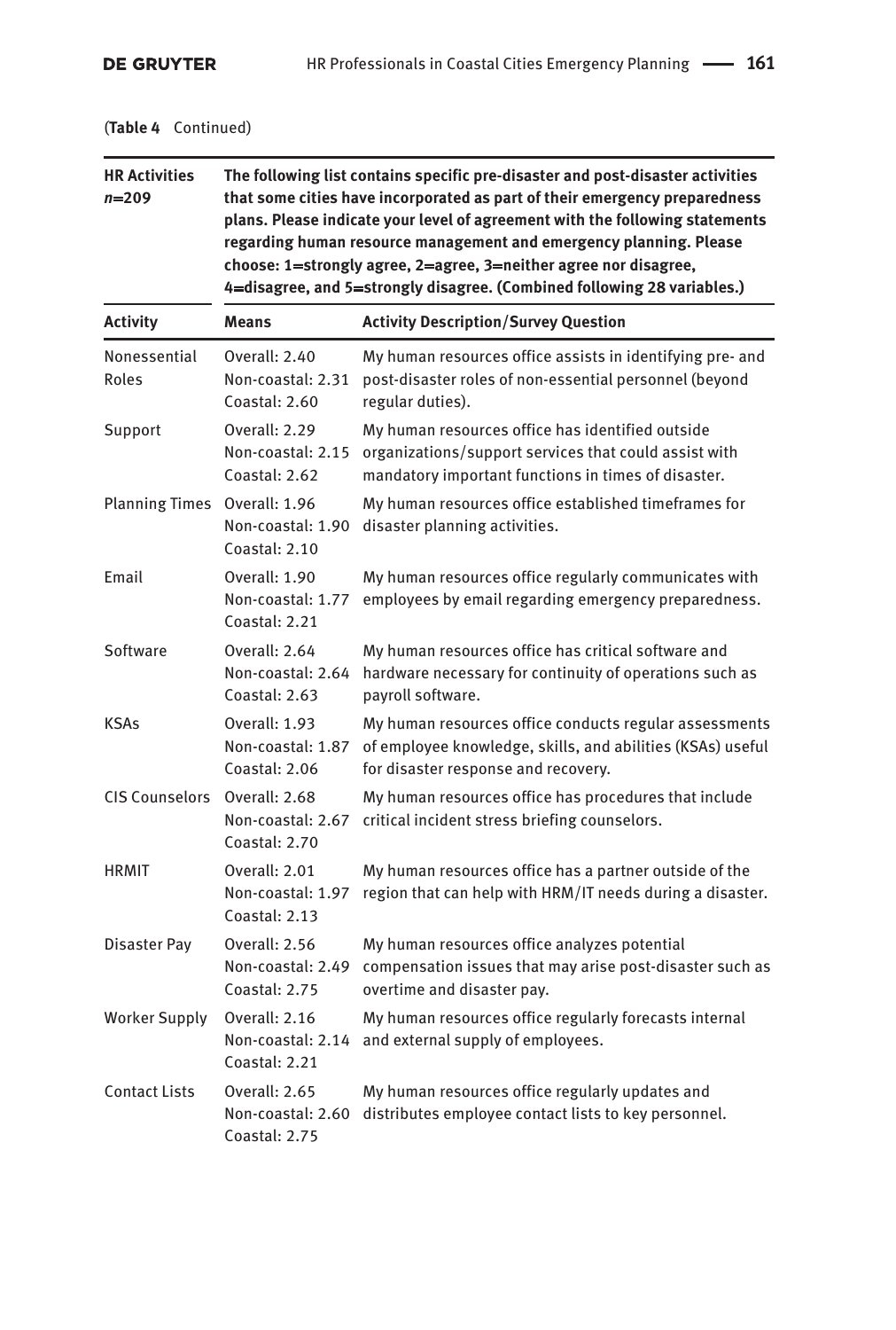(**Table 4** Continued)

| **HR Activities** *n*=209 | **The following list contains specific pre-disaster and post-disaster activities that some cities have incorporated as part of their emergency preparedness plans. Please indicate your level of agreement with the following statements regarding human resource management and emergency planning. Please choose: 1=strongly agree, 2=agree, 3=neither agree nor disagree, 4=disagree, and 5=strongly disagree. (Combined following 28 variables.)** | |
|---|---|---|
| **Activity** | **Means** | **Activity Description/Survey Question** |
| Nonessential Roles | Overall: 2.40<br>Non-coastal: 2.31<br>Coastal: 2.60 | My human resources office assists in identifying pre- and post-disaster roles of non-essential personnel (beyond regular duties). |
| Support | Overall: 2.29<br>Non-coastal: 2.15<br>Coastal: 2.62 | My human resources office has identified outside organizations/support services that could assist with mandatory important functions in times of disaster. |
| Planning Times | Overall: 1.96<br>Non-coastal: 1.90<br>Coastal: 2.10 | My human resources office established timeframes for disaster planning activities. |
| Email | Overall: 1.90<br>Non-coastal: 1.77<br>Coastal: 2.21 | My human resources office regularly communicates with employees by email regarding emergency preparedness. |
| Software | Overall: 2.64<br>Non-coastal: 2.64<br>Coastal: 2.63 | My human resources office has critical software and hardware necessary for continuity of operations such as payroll software. |
| KSAs | Overall: 1.93<br>Non-coastal: 1.87<br>Coastal: 2.06 | My human resources office conducts regular assessments of employee knowledge, skills, and abilities (KSAs) useful for disaster response and recovery. |
| CIS Counselors | Overall: 2.68<br>Non-coastal: 2.67<br>Coastal: 2.70 | My human resources office has procedures that include critical incident stress briefing counselors. |
| HRMIT | Overall: 2.01<br>Non-coastal: 1.97<br>Coastal: 2.13 | My human resources office has a partner outside of the region that can help with HRM/IT needs during a disaster. |
| Disaster Pay | Overall: 2.56<br>Non-coastal: 2.49<br>Coastal: 2.75 | My human resources office analyzes potential compensation issues that may arise post-disaster such as overtime and disaster pay. |
| Worker Supply | Overall: 2.16<br>Non-coastal: 2.14<br>Coastal: 2.21 | My human resources office regularly forecasts internal and external supply of employees. |
| Contact Lists | Overall: 2.65<br>Non-coastal: 2.60<br>Coastal: 2.75 | My human resources office regularly updates and distributes employee contact lists to key personnel. |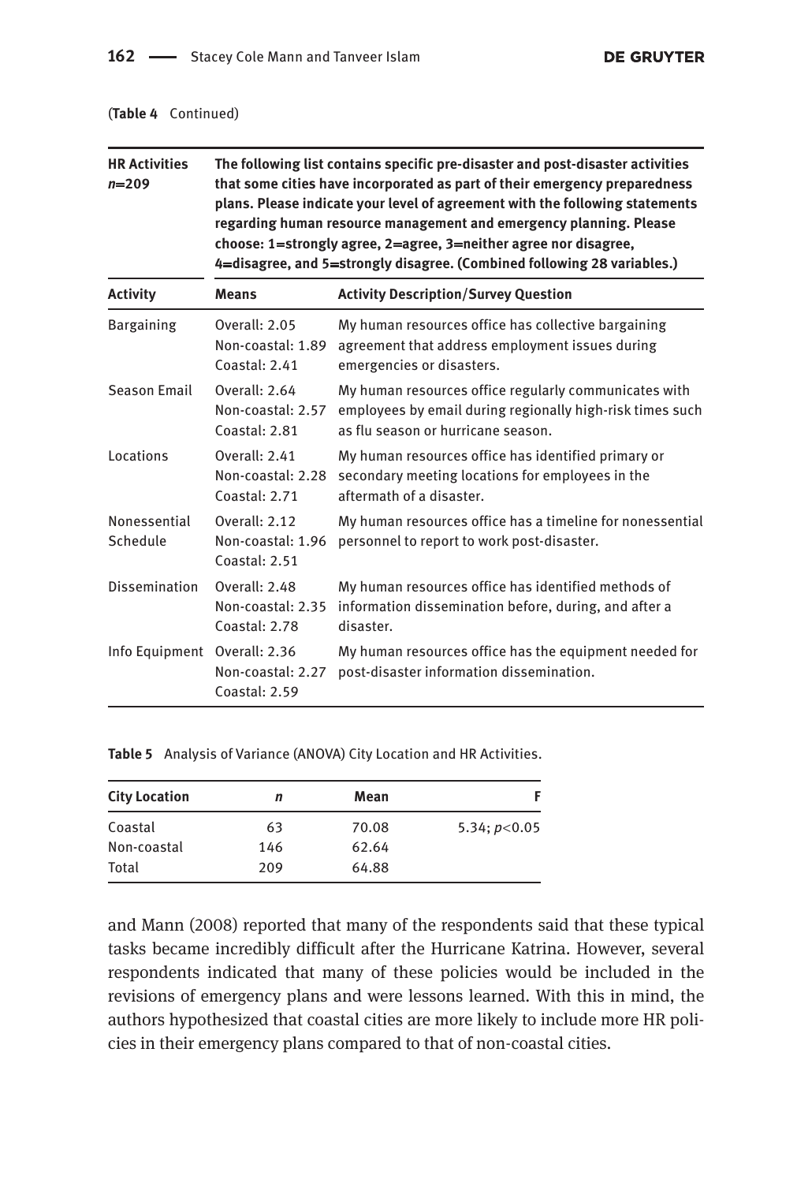(**Table 4** Continued)

| HR Activities $n$=209 | The following list contains specific pre-disaster and post-disaster activities that some cities have incorporated as part of their emergency preparedness plans. Please indicate your level of agreement with the following statements regarding human resource management and emergency planning. Please choose: 1=strongly agree, 2=agree, 3=neither agree nor disagree, 4=disagree, and 5=strongly disagree. (Combined following 28 variables.) | |
|---|---|---|
| **Activity** | **Means** | **Activity Description/Survey Question** |
| Bargaining | Overall: 2.05<br>Non-coastal: 1.89<br>Coastal: 2.41 | My human resources office has collective bargaining agreement that address employment issues during emergencies or disasters. |
| Season Email | Overall: 2.64<br>Non-coastal: 2.57<br>Coastal: 2.81 | My human resources office regularly communicates with employees by email during regionally high-risk times such as flu season or hurricane season. |
| Locations | Overall: 2.41<br>Non-coastal: 2.28<br>Coastal: 2.71 | My human resources office has identified primary or secondary meeting locations for employees in the aftermath of a disaster. |
| Nonessential Schedule | Overall: 2.12<br>Non-coastal: 1.96<br>Coastal: 2.51 | My human resources office has a timeline for nonessential personnel to report to work post-disaster. |
| Dissemination | Overall: 2.48<br>Non-coastal: 2.35<br>Coastal: 2.78 | My human resources office has identified methods of information dissemination before, during, and after a disaster. |
| Info Equipment | Overall: 2.36<br>Non-coastal: 2.27<br>Coastal: 2.59 | My human resources office has the equipment needed for post-disaster information dissemination. |

**Table 5** Analysis of Variance (ANOVA) City Location and HR Activities.

| City Location | $n$ | Mean | F |
|---|---|---|---|
| Coastal | 63 | 70.08 | 5.34; $p<0.05$ |
| Non-coastal | 146 | 62.64 | |
| Total | 209 | 64.88 | |

and Mann (2008) reported that many of the respondents said that these typical tasks became incredibly difficult after the Hurricane Katrina. However, several respondents indicated that many of these policies would be included in the revisions of emergency plans and were lessons learned. With this in mind, the authors hypothesized that coastal cities are more likely to include more HR policies in their emergency plans compared to that of non-coastal cities.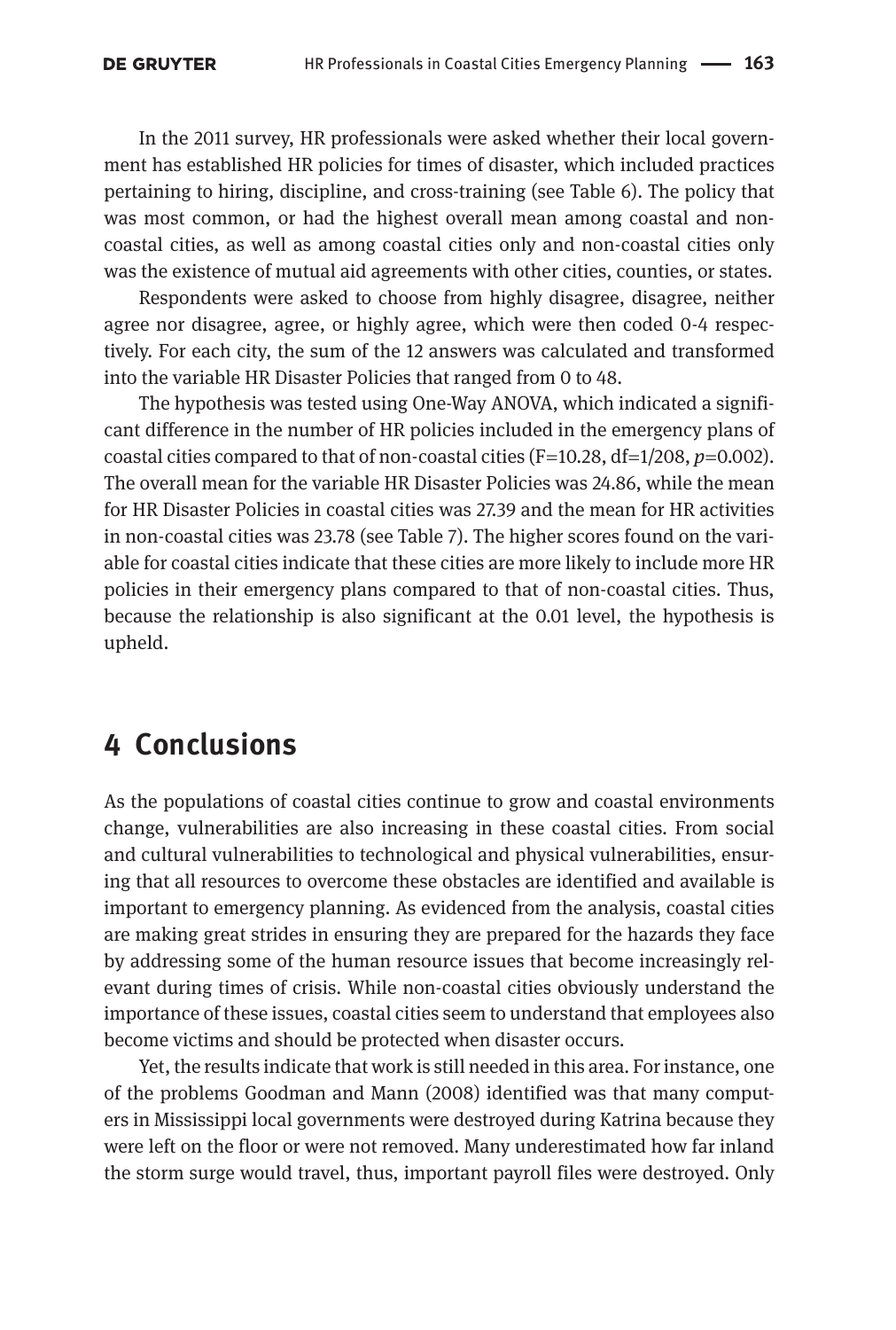In the 2011 survey, HR professionals were asked whether their local government has established HR policies for times of disaster, which included practices pertaining to hiring, discipline, and cross-training (see Table 6). The policy that was most common, or had the highest overall mean among coastal and non-coastal cities, as well as among coastal cities only and non-coastal cities only was the existence of mutual aid agreements with other cities, counties, or states.

Respondents were asked to choose from highly disagree, disagree, neither agree nor disagree, agree, or highly agree, which were then coded 0-4 respectively. For each city, the sum of the 12 answers was calculated and transformed into the variable HR Disaster Policies that ranged from 0 to 48.

The hypothesis was tested using One-Way ANOVA, which indicated a significant difference in the number of HR policies included in the emergency plans of coastal cities compared to that of non-coastal cities ($F=10.28$, $df=1/208$, $p=0.002$). The overall mean for the variable HR Disaster Policies was 24.86, while the mean for HR Disaster Policies in coastal cities was 27.39 and the mean for HR activities in non-coastal cities was 23.78 (see Table 7). The higher scores found on the variable for coastal cities indicate that these cities are more likely to include more HR policies in their emergency plans compared to that of non-coastal cities. Thus, because the relationship is also significant at the 0.01 level, the hypothesis is upheld.

## 4 Conclusions

As the populations of coastal cities continue to grow and coastal environments change, vulnerabilities are also increasing in these coastal cities. From social and cultural vulnerabilities to technological and physical vulnerabilities, ensuring that all resources to overcome these obstacles are identified and available is important to emergency planning. As evidenced from the analysis, coastal cities are making great strides in ensuring they are prepared for the hazards they face by addressing some of the human resource issues that become increasingly relevant during times of crisis. While non-coastal cities obviously understand the importance of these issues, coastal cities seem to understand that employees also become victims and should be protected when disaster occurs.

Yet, the results indicate that work is still needed in this area. For instance, one of the problems Goodman and Mann (2008) identified was that many computers in Mississippi local governments were destroyed during Katrina because they were left on the floor or were not removed. Many underestimated how far inland the storm surge would travel, thus, important payroll files were destroyed. Only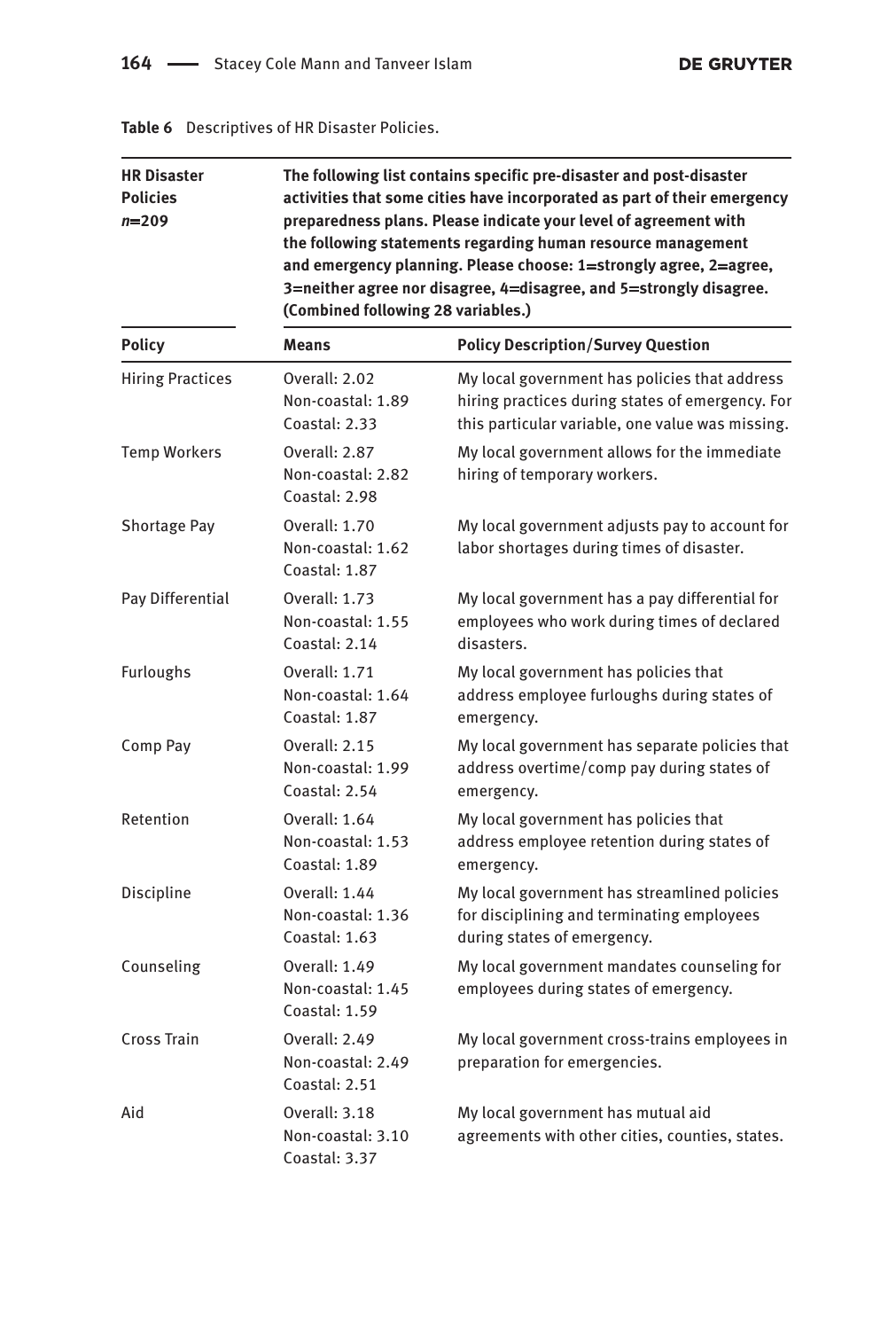**Table 6** Descriptives of HR Disaster Policies.

| **HR Disaster Policies** *n*=209 | **The following list contains specific pre-disaster and post-disaster activities that some cities have incorporated as part of their emergency preparedness plans. Please indicate your level of agreement with the following statements regarding human resource management and emergency planning. Please choose: 1=strongly agree, 2=agree, 3=neither agree nor disagree, 4=disagree, and 5=strongly disagree. (Combined following 28 variables.)** | |
|---|---|---|
| **Policy** | **Means** | **Policy Description/Survey Question** |
| Hiring Practices | Overall: 2.02<br>Non-coastal: 1.89<br>Coastal: 2.33 | My local government has policies that address hiring practices during states of emergency. For this particular variable, one value was missing. |
| Temp Workers | Overall: 2.87<br>Non-coastal: 2.82<br>Coastal: 2.98 | My local government allows for the immediate hiring of temporary workers. |
| Shortage Pay | Overall: 1.70<br>Non-coastal: 1.62<br>Coastal: 1.87 | My local government adjusts pay to account for labor shortages during times of disaster. |
| Pay Differential | Overall: 1.73<br>Non-coastal: 1.55<br>Coastal: 2.14 | My local government has a pay differential for employees who work during times of declared disasters. |
| Furloughs | Overall: 1.71<br>Non-coastal: 1.64<br>Coastal: 1.87 | My local government has policies that address employee furloughs during states of emergency. |
| Comp Pay | Overall: 2.15<br>Non-coastal: 1.99<br>Coastal: 2.54 | My local government has separate policies that address overtime/comp pay during states of emergency. |
| Retention | Overall: 1.64<br>Non-coastal: 1.53<br>Coastal: 1.89 | My local government has policies that address employee retention during states of emergency. |
| Discipline | Overall: 1.44<br>Non-coastal: 1.36<br>Coastal: 1.63 | My local government has streamlined policies for disciplining and terminating employees during states of emergency. |
| Counseling | Overall: 1.49<br>Non-coastal: 1.45<br>Coastal: 1.59 | My local government mandates counseling for employees during states of emergency. |
| Cross Train | Overall: 2.49<br>Non-coastal: 2.49<br>Coastal: 2.51 | My local government cross-trains employees in preparation for emergencies. |
| Aid | Overall: 3.18<br>Non-coastal: 3.10<br>Coastal: 3.37 | My local government has mutual aid agreements with other cities, counties, states. |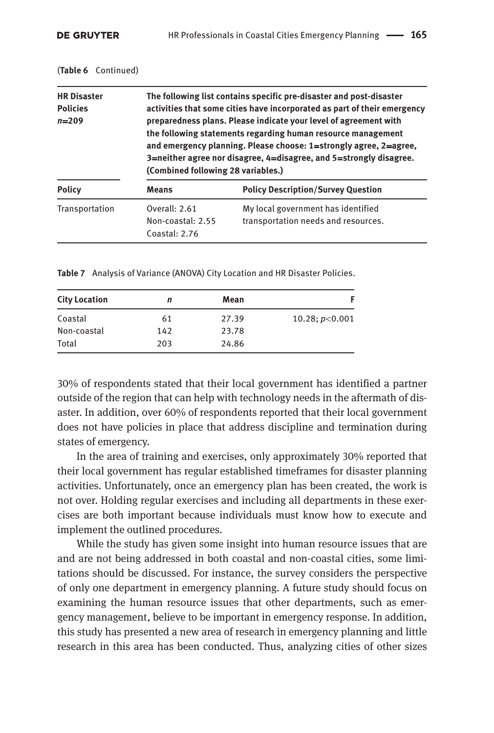(**Table 6** Continued)

| **HR Disaster Policies** $n$=209 | **The following list contains specific pre-disaster and post-disaster activities that some cities have incorporated as part of their emergency preparedness plans. Please indicate your level of agreement with the following statements regarding human resource management and emergency planning. Please choose: 1=strongly agree, 2=agree, 3=neither agree nor disagree, 4=disagree, and 5=strongly disagree. (Combined following 28 variables.)** | |
|---|---|---|
| **Policy** | **Means** | **Policy Description/Survey Question** |
| Transportation | Overall: 2.61<br>Non-coastal: 2.55<br>Coastal: 2.76 | My local government has identified transportation needs and resources. |

**Table 7** Analysis of Variance (ANOVA) City Location and HR Disaster Policies.

| City Location | $n$ | Mean | F |
|---|---|---|---|
| Coastal | 61 | 27.39 | 10.28; $p<0.001$ |
| Non-coastal | 142 | 23.78 | |
| Total | 203 | 24.86 | |

30% of respondents stated that their local government has identified a partner outside of the region that can help with technology needs in the aftermath of disaster. In addition, over 60% of respondents reported that their local government does not have policies in place that address discipline and termination during states of emergency.

In the area of training and exercises, only approximately 30% reported that their local government has regular established timeframes for disaster planning activities. Unfortunately, once an emergency plan has been created, the work is not over. Holding regular exercises and including all departments in these exercises are both important because individuals must know how to execute and implement the outlined procedures.

While the study has given some insight into human resource issues that are and are not being addressed in both coastal and non-coastal cities, some limitations should be discussed. For instance, the survey considers the perspective of only one department in emergency planning. A future study should focus on examining the human resource issues that other departments, such as emergency management, believe to be important in emergency response. In addition, this study has presented a new area of research in emergency planning and little research in this area has been conducted. Thus, analyzing cities of other sizes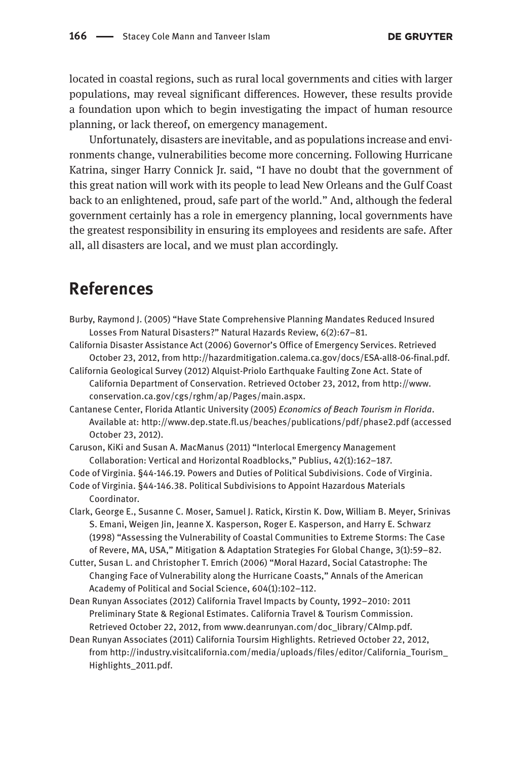located in coastal regions, such as rural local governments and cities with larger populations, may reveal significant differences. However, these results provide a foundation upon which to begin investigating the impact of human resource planning, or lack thereof, on emergency management.

Unfortunately, disasters are inevitable, and as populations increase and environments change, vulnerabilities become more concerning. Following Hurricane Katrina, singer Harry Connick Jr. said, "I have no doubt that the government of this great nation will work with its people to lead New Orleans and the Gulf Coast back to an enlightened, proud, safe part of the world." And, although the federal government certainly has a role in emergency planning, local governments have the greatest responsibility in ensuring its employees and residents are safe. After all, all disasters are local, and we must plan accordingly.

## References

Burby, Raymond J. (2005) "Have State Comprehensive Planning Mandates Reduced Insured Losses From Natural Disasters?" Natural Hazards Review, 6(2):67–81.

California Disaster Assistance Act (2006) Governor's Office of Emergency Services. Retrieved October 23, 2012, from http://hazardmitigation.calema.ca.gov/docs/ESA-all8-06-final.pdf.

California Geological Survey (2012) Alquist-Priolo Earthquake Faulting Zone Act. State of California Department of Conservation. Retrieved October 23, 2012, from http://www.conservation.ca.gov/cgs/rghm/ap/Pages/main.aspx.

Cantanese Center, Florida Atlantic University (2005) *Economics of Beach Tourism in Florida*. Available at: http://www.dep.state.fl.us/beaches/publications/pdf/phase2.pdf (accessed October 23, 2012).

Caruson, KiKi and Susan A. MacManus (2011) "Interlocal Emergency Management Collaboration: Vertical and Horizontal Roadblocks," Publius, 42(1):162–187.

Code of Virginia. §44-146.19. Powers and Duties of Political Subdivisions. Code of Virginia.

Code of Virginia. §44-146.38. Political Subdivisions to Appoint Hazardous Materials Coordinator.

Clark, George E., Susanne C. Moser, Samuel J. Ratick, Kirstin K. Dow, William B. Meyer, Srinivas S. Emani, Weigen Jin, Jeanne X. Kasperson, Roger E. Kasperson, and Harry E. Schwarz (1998) "Assessing the Vulnerability of Coastal Communities to Extreme Storms: The Case of Revere, MA, USA," Mitigation & Adaptation Strategies For Global Change, 3(1):59–82.

Cutter, Susan L. and Christopher T. Emrich (2006) "Moral Hazard, Social Catastrophe: The Changing Face of Vulnerability along the Hurricane Coasts," Annals of the American Academy of Political and Social Science, 604(1):102–112.

Dean Runyan Associates (2012) California Travel Impacts by County, 1992–2010: 2011 Preliminary State & Regional Estimates. California Travel & Tourism Commission. Retrieved October 22, 2012, from www.deanrunyan.com/doc_library/CAImp.pdf.

Dean Runyan Associates (2011) California Toursim Highlights. Retrieved October 22, 2012, from http://industry.visitcalifornia.com/media/uploads/files/editor/California_Tourism_Highlights_2011.pdf.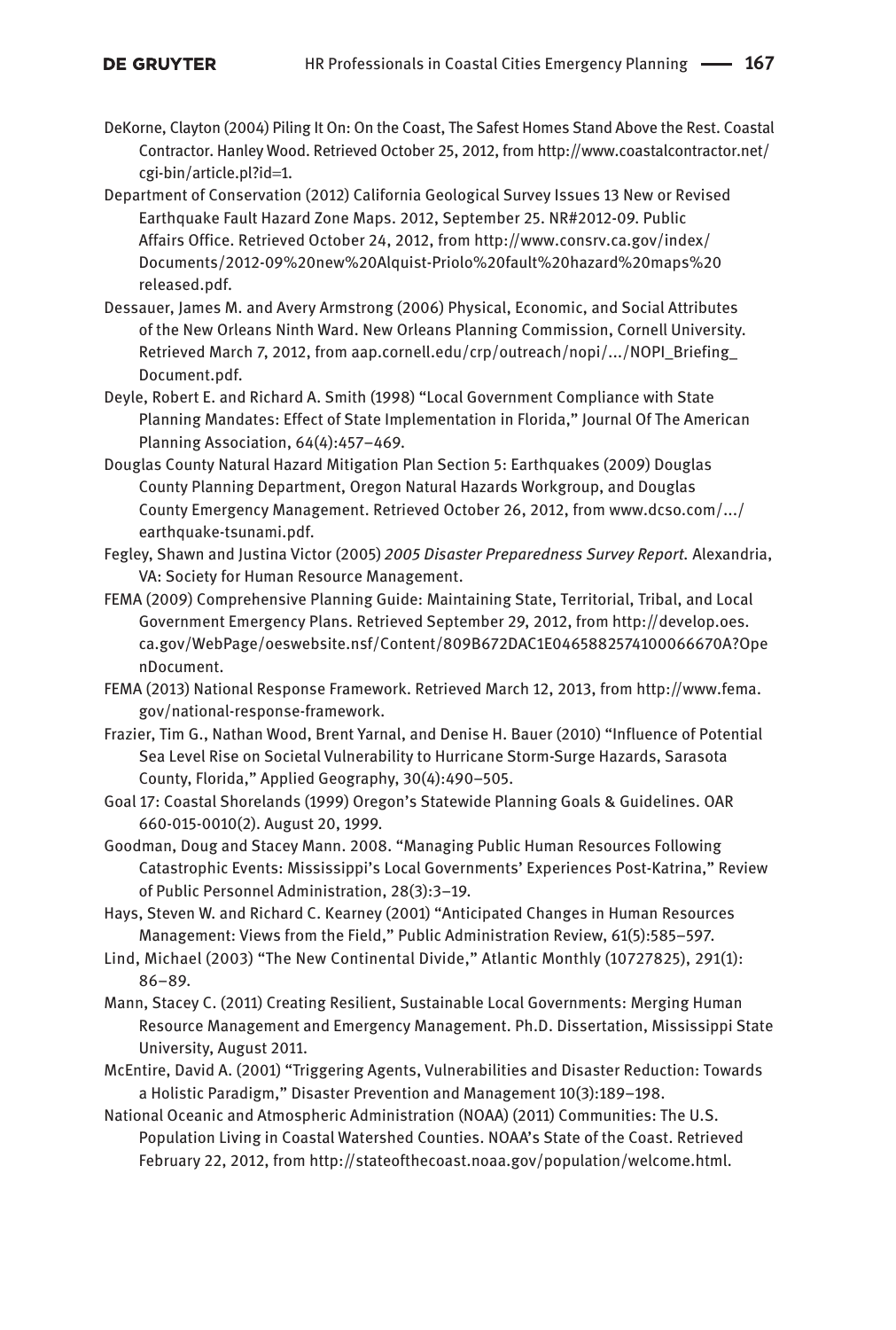DeKorne, Clayton (2004) Piling It On: On the Coast, The Safest Homes Stand Above the Rest. Coastal Contractor. Hanley Wood. Retrieved October 25, 2012, from http://www.coastalcontractor.net/cgi-bin/article.pl?id=1.

Department of Conservation (2012) California Geological Survey Issues 13 New or Revised Earthquake Fault Hazard Zone Maps. 2012, September 25. NR#2012-09. Public Affairs Office. Retrieved October 24, 2012, from http://www.consrv.ca.gov/index/Documents/2012-09%20new%20Alquist-Priolo%20fault%20hazard%20maps%20released.pdf.

Dessauer, James M. and Avery Armstrong (2006) Physical, Economic, and Social Attributes of the New Orleans Ninth Ward. New Orleans Planning Commission, Cornell University. Retrieved March 7, 2012, from aap.cornell.edu/crp/outreach/nopi/.../NOPI_Briefing_Document.pdf.

Deyle, Robert E. and Richard A. Smith (1998) "Local Government Compliance with State Planning Mandates: Effect of State Implementation in Florida," Journal Of The American Planning Association, 64(4):457–469.

Douglas County Natural Hazard Mitigation Plan Section 5: Earthquakes (2009) Douglas County Planning Department, Oregon Natural Hazards Workgroup, and Douglas County Emergency Management. Retrieved October 26, 2012, from www.dcso.com/.../earthquake-tsunami.pdf.

Fegley, Shawn and Justina Victor (2005) *2005 Disaster Preparedness Survey Report.* Alexandria, VA: Society for Human Resource Management.

FEMA (2009) Comprehensive Planning Guide: Maintaining State, Territorial, Tribal, and Local Government Emergency Plans. Retrieved September 29, 2012, from http://develop.oes.ca.gov/WebPage/oeswebsite.nsf/Content/809B672DAC1E0465882574100066670A?OpenDocument.

FEMA (2013) National Response Framework. Retrieved March 12, 2013, from http://www.fema.gov/national-response-framework.

Frazier, Tim G., Nathan Wood, Brent Yarnal, and Denise H. Bauer (2010) "Influence of Potential Sea Level Rise on Societal Vulnerability to Hurricane Storm-Surge Hazards, Sarasota County, Florida," Applied Geography, 30(4):490–505.

Goal 17: Coastal Shorelands (1999) Oregon's Statewide Planning Goals & Guidelines. OAR 660-015-0010(2). August 20, 1999.

Goodman, Doug and Stacey Mann. 2008. "Managing Public Human Resources Following Catastrophic Events: Mississippi's Local Governments' Experiences Post-Katrina," Review of Public Personnel Administration, 28(3):3–19.

Hays, Steven W. and Richard C. Kearney (2001) "Anticipated Changes in Human Resources Management: Views from the Field," Public Administration Review, 61(5):585–597.

Lind, Michael (2003) "The New Continental Divide," Atlantic Monthly (10727825), 291(1): 86–89.

Mann, Stacey C. (2011) Creating Resilient, Sustainable Local Governments: Merging Human Resource Management and Emergency Management. Ph.D. Dissertation, Mississippi State University, August 2011.

McEntire, David A. (2001) "Triggering Agents, Vulnerabilities and Disaster Reduction: Towards a Holistic Paradigm," Disaster Prevention and Management 10(3):189–198.

National Oceanic and Atmospheric Administration (NOAA) (2011) Communities: The U.S. Population Living in Coastal Watershed Counties. NOAA's State of the Coast. Retrieved February 22, 2012, from http://stateofthecoast.noaa.gov/population/welcome.html.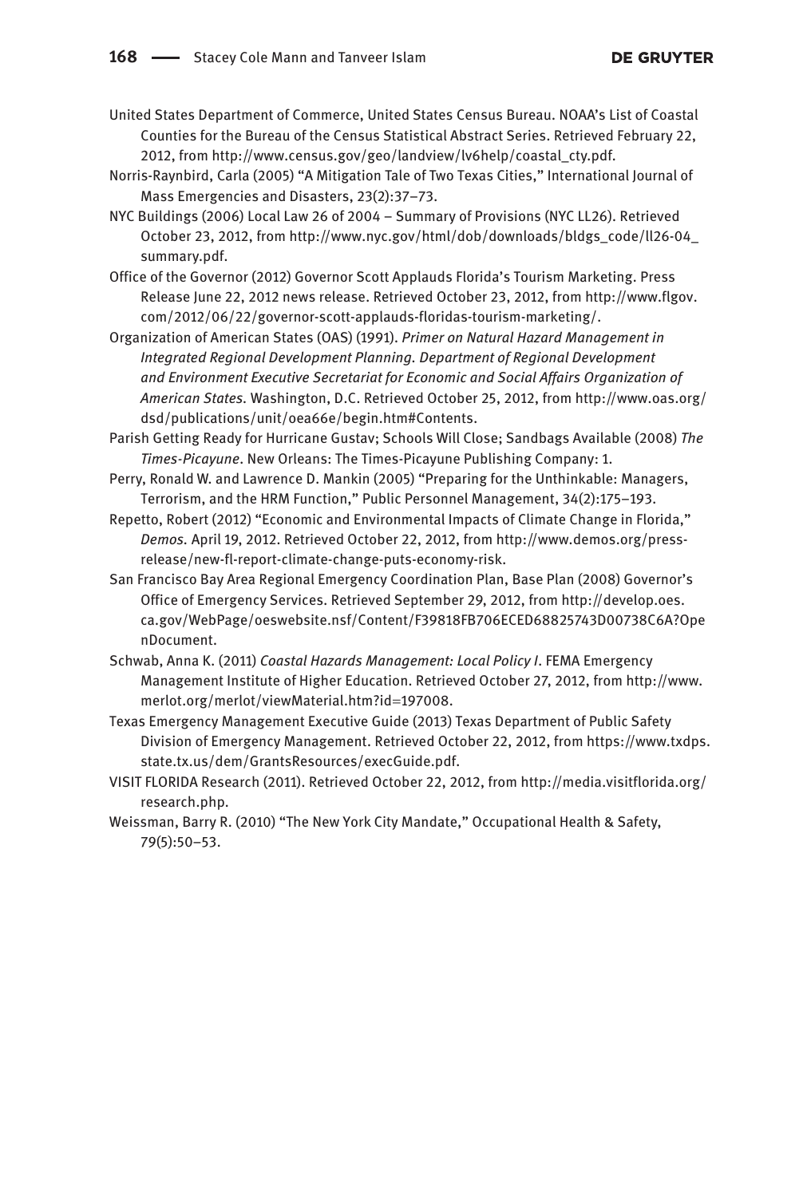United States Department of Commerce, United States Census Bureau. NOAA's List of Coastal Counties for the Bureau of the Census Statistical Abstract Series. Retrieved February 22, 2012, from http://www.census.gov/geo/landview/lv6help/coastal_cty.pdf.

Norris-Raynbird, Carla (2005) "A Mitigation Tale of Two Texas Cities," International Journal of Mass Emergencies and Disasters, 23(2):37–73.

NYC Buildings (2006) Local Law 26 of 2004 – Summary of Provisions (NYC LL26). Retrieved October 23, 2012, from http://www.nyc.gov/html/dob/downloads/bldgs_code/ll26-04_summary.pdf.

Office of the Governor (2012) Governor Scott Applauds Florida's Tourism Marketing. Press Release June 22, 2012 news release. Retrieved October 23, 2012, from http://www.flgov.com/2012/06/22/governor-scott-applauds-floridas-tourism-marketing/.

Organization of American States (OAS) (1991). *Primer on Natural Hazard Management in Integrated Regional Development Planning. Department of Regional Development and Environment Executive Secretariat for Economic and Social Affairs Organization of American States.* Washington, D.C. Retrieved October 25, 2012, from http://www.oas.org/dsd/publications/unit/oea66e/begin.htm#Contents.

Parish Getting Ready for Hurricane Gustav; Schools Will Close; Sandbags Available (2008) *The Times-Picayune*. New Orleans: The Times-Picayune Publishing Company: 1.

Perry, Ronald W. and Lawrence D. Mankin (2005) "Preparing for the Unthinkable: Managers, Terrorism, and the HRM Function," Public Personnel Management, 34(2):175–193.

Repetto, Robert (2012) "Economic and Environmental Impacts of Climate Change in Florida," *Demos.* April 19, 2012. Retrieved October 22, 2012, from http://www.demos.org/press-release/new-fl-report-climate-change-puts-economy-risk.

San Francisco Bay Area Regional Emergency Coordination Plan, Base Plan (2008) Governor's Office of Emergency Services. Retrieved September 29, 2012, from http://develop.oes.ca.gov/WebPage/oeswebsite.nsf/Content/F39818FB706ECED68825743D00738C6A?OpenDocument.

Schwab, Anna K. (2011) *Coastal Hazards Management: Local Policy I*. FEMA Emergency Management Institute of Higher Education. Retrieved October 27, 2012, from http://www.merlot.org/merlot/viewMaterial.htm?id=197008.

Texas Emergency Management Executive Guide (2013) Texas Department of Public Safety Division of Emergency Management. Retrieved October 22, 2012, from https://www.txdps.state.tx.us/dem/GrantsResources/execGuide.pdf.

VISIT FLORIDA Research (2011). Retrieved October 22, 2012, from http://media.visitflorida.org/research.php.

Weissman, Barry R. (2010) "The New York City Mandate," Occupational Health & Safety, 79(5):50–53.